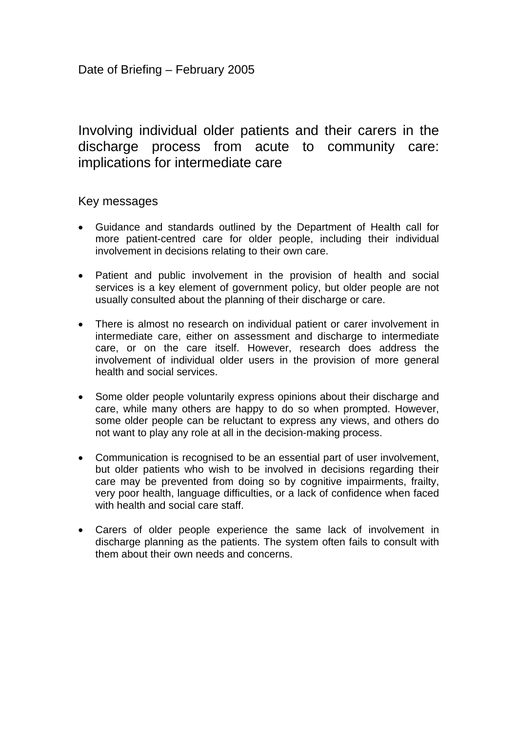Date of Briefing – February 2005

# Involving individual older patients and their carers in the discharge process from acute to community care: implications for intermediate care

## Key messages

- Guidance and standards outlined by the Department of Health call for more patient-centred care for older people, including their individual involvement in decisions relating to their own care.

- Patient and public involvement in the provision of health and social services is a key element of government policy, but older people are not usually consulted about the planning of their discharge or care.

- There is almost no research on individual patient or carer involvement in intermediate care, either on assessment and discharge to intermediate care, or on the care itself. However, research does address the involvement of individual older users in the provision of more general health and social services.

- Some older people voluntarily express opinions about their discharge and care, while many others are happy to do so when prompted. However, some older people can be reluctant to express any views, and others do not want to play any role at all in the decision-making process.

- Communication is recognised to be an essential part of user involvement, but older patients who wish to be involved in decisions regarding their care may be prevented from doing so by cognitive impairments, frailty, very poor health, language difficulties, or a lack of confidence when faced with health and social care staff.

- Carers of older people experience the same lack of involvement in discharge planning as the patients. The system often fails to consult with them about their own needs and concerns.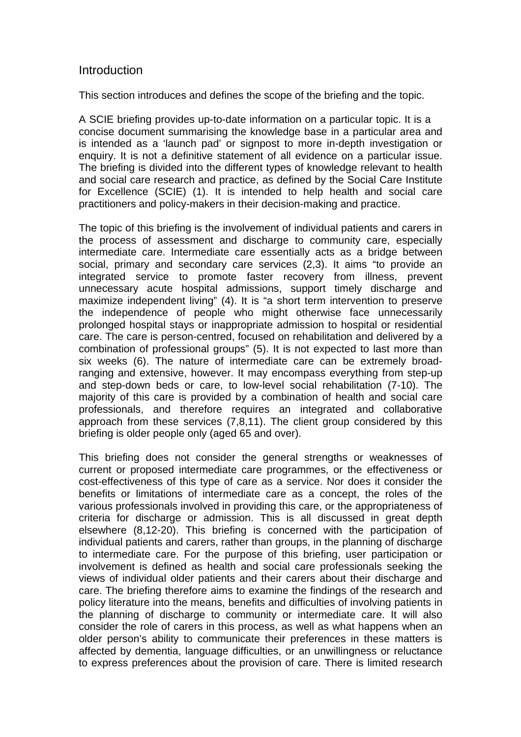## Introduction

This section introduces and defines the scope of the briefing and the topic.

A SCIE briefing provides up-to-date information on a particular topic. It is a concise document summarising the knowledge base in a particular area and is intended as a 'launch pad' or signpost to more in-depth investigation or enquiry. It is not a definitive statement of all evidence on a particular issue. The briefing is divided into the different types of knowledge relevant to health and social care research and practice, as defined by the Social Care Institute for Excellence (SCIE) (1). It is intended to help health and social care practitioners and policy-makers in their decision-making and practice.

The topic of this briefing is the involvement of individual patients and carers in the process of assessment and discharge to community care, especially intermediate care. Intermediate care essentially acts as a bridge between social, primary and secondary care services (2,3). It aims "to provide an integrated service to promote faster recovery from illness, prevent unnecessary acute hospital admissions, support timely discharge and maximize independent living" (4). It is "a short term intervention to preserve the independence of people who might otherwise face unnecessarily prolonged hospital stays or inappropriate admission to hospital or residential care. The care is person-centred, focused on rehabilitation and delivered by a combination of professional groups" (5). It is not expected to last more than six weeks (6). The nature of intermediate care can be extremely broad-ranging and extensive, however. It may encompass everything from step-up and step-down beds or care, to low-level social rehabilitation (7-10). The majority of this care is provided by a combination of health and social care professionals, and therefore requires an integrated and collaborative approach from these services (7,8,11). The client group considered by this briefing is older people only (aged 65 and over).

This briefing does not consider the general strengths or weaknesses of current or proposed intermediate care programmes, or the effectiveness or cost-effectiveness of this type of care as a service. Nor does it consider the benefits or limitations of intermediate care as a concept, the roles of the various professionals involved in providing this care, or the appropriateness of criteria for discharge or admission. This is all discussed in great depth elsewhere (8,12-20). This briefing is concerned with the participation of individual patients and carers, rather than groups, in the planning of discharge to intermediate care. For the purpose of this briefing, user participation or involvement is defined as health and social care professionals seeking the views of individual older patients and their carers about their discharge and care. The briefing therefore aims to examine the findings of the research and policy literature into the means, benefits and difficulties of involving patients in the planning of discharge to community or intermediate care. It will also consider the role of carers in this process, as well as what happens when an older person's ability to communicate their preferences in these matters is affected by dementia, language difficulties, or an unwillingness or reluctance to express preferences about the provision of care. There is limited research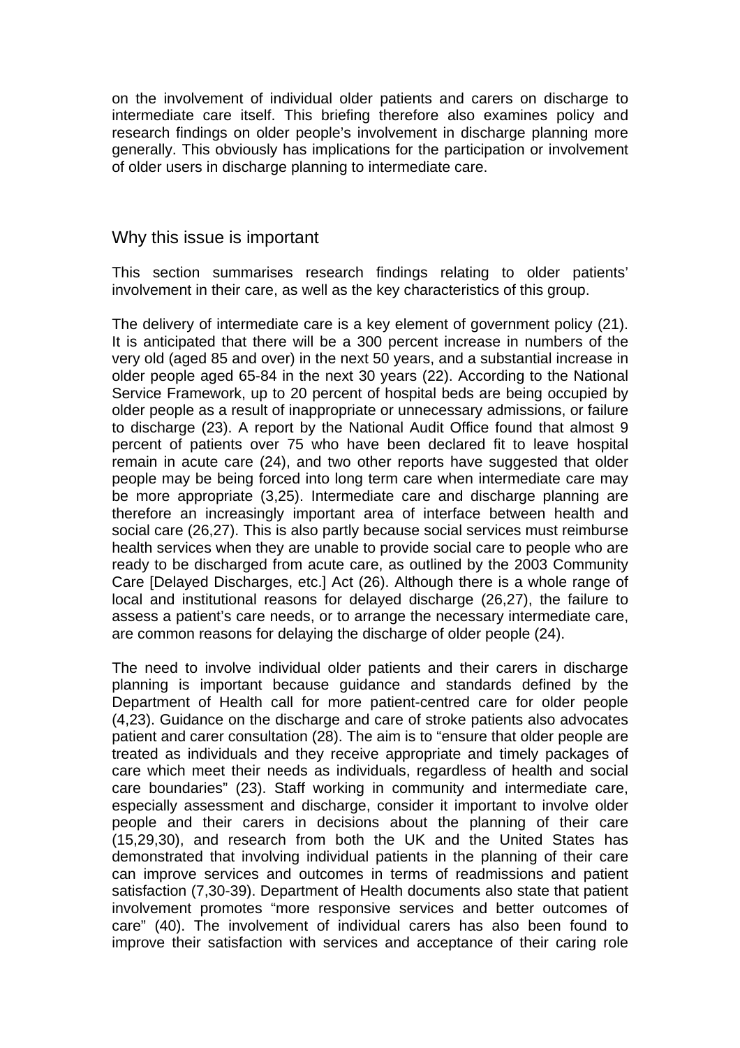on the involvement of individual older patients and carers on discharge to intermediate care itself. This briefing therefore also examines policy and research findings on older people's involvement in discharge planning more generally. This obviously has implications for the participation or involvement of older users in discharge planning to intermediate care.

## Why this issue is important

This section summarises research findings relating to older patients' involvement in their care, as well as the key characteristics of this group.

The delivery of intermediate care is a key element of government policy (21). It is anticipated that there will be a 300 percent increase in numbers of the very old (aged 85 and over) in the next 50 years, and a substantial increase in older people aged 65-84 in the next 30 years (22). According to the National Service Framework, up to 20 percent of hospital beds are being occupied by older people as a result of inappropriate or unnecessary admissions, or failure to discharge (23). A report by the National Audit Office found that almost 9 percent of patients over 75 who have been declared fit to leave hospital remain in acute care (24), and two other reports have suggested that older people may be being forced into long term care when intermediate care may be more appropriate (3,25). Intermediate care and discharge planning are therefore an increasingly important area of interface between health and social care (26,27). This is also partly because social services must reimburse health services when they are unable to provide social care to people who are ready to be discharged from acute care, as outlined by the 2003 Community Care [Delayed Discharges, etc.] Act (26). Although there is a whole range of local and institutional reasons for delayed discharge (26,27), the failure to assess a patient's care needs, or to arrange the necessary intermediate care, are common reasons for delaying the discharge of older people (24).

The need to involve individual older patients and their carers in discharge planning is important because guidance and standards defined by the Department of Health call for more patient-centred care for older people (4,23). Guidance on the discharge and care of stroke patients also advocates patient and carer consultation (28). The aim is to "ensure that older people are treated as individuals and they receive appropriate and timely packages of care which meet their needs as individuals, regardless of health and social care boundaries" (23). Staff working in community and intermediate care, especially assessment and discharge, consider it important to involve older people and their carers in decisions about the planning of their care (15,29,30), and research from both the UK and the United States has demonstrated that involving individual patients in the planning of their care can improve services and outcomes in terms of readmissions and patient satisfaction (7,30-39). Department of Health documents also state that patient involvement promotes "more responsive services and better outcomes of care" (40). The involvement of individual carers has also been found to improve their satisfaction with services and acceptance of their caring role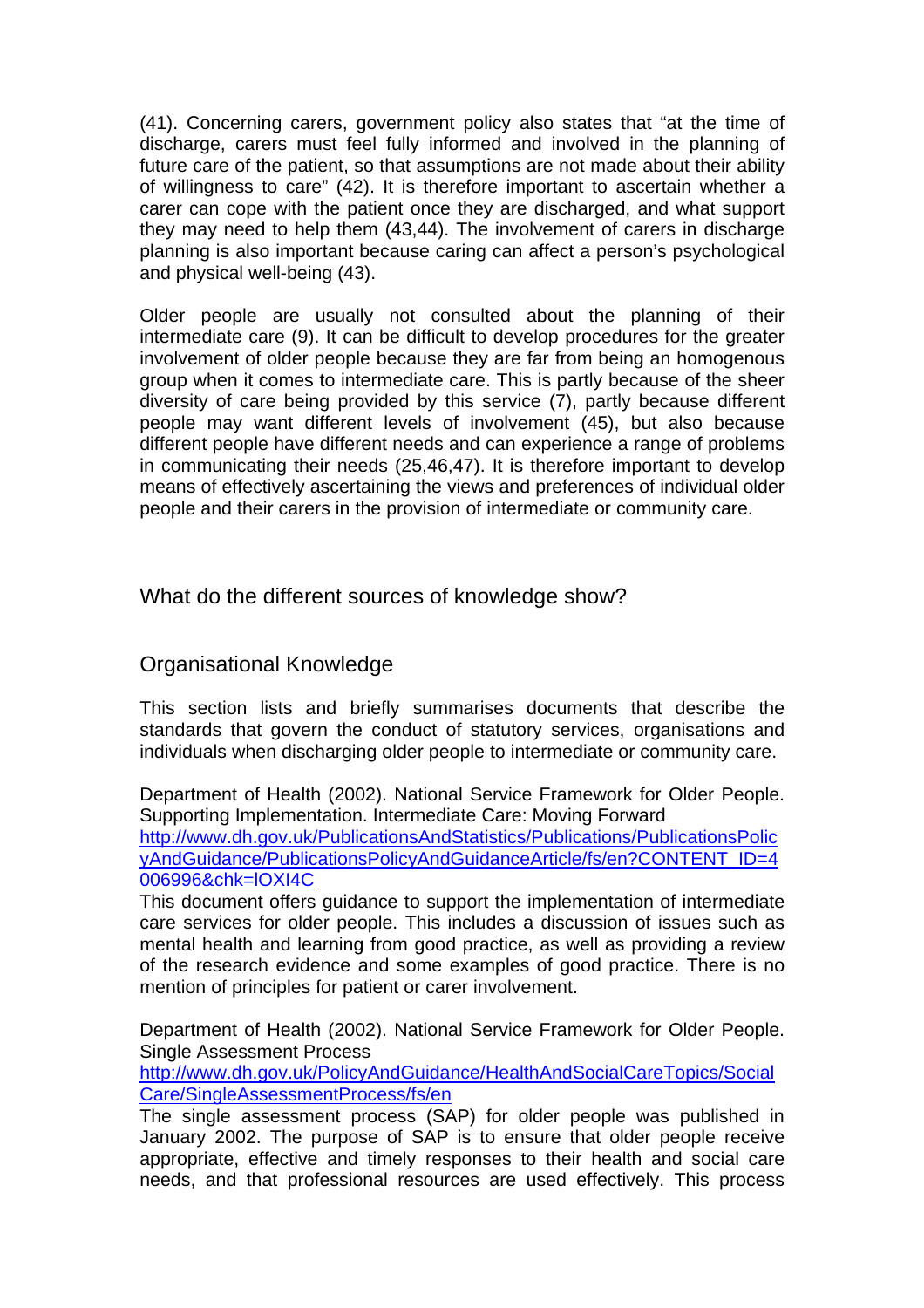(41). Concerning carers, government policy also states that "at the time of discharge, carers must feel fully informed and involved in the planning of future care of the patient, so that assumptions are not made about their ability of willingness to care" (42). It is therefore important to ascertain whether a carer can cope with the patient once they are discharged, and what support they may need to help them (43,44). The involvement of carers in discharge planning is also important because caring can affect a person's psychological and physical well-being (43).

Older people are usually not consulted about the planning of their intermediate care (9). It can be difficult to develop procedures for the greater involvement of older people because they are far from being an homogenous group when it comes to intermediate care. This is partly because of the sheer diversity of care being provided by this service (7), partly because different people may want different levels of involvement (45), but also because different people have different needs and can experience a range of problems in communicating their needs (25,46,47). It is therefore important to develop means of effectively ascertaining the views and preferences of individual older people and their carers in the provision of intermediate or community care.

## What do the different sources of knowledge show?

### Organisational Knowledge

This section lists and briefly summarises documents that describe the standards that govern the conduct of statutory services, organisations and individuals when discharging older people to intermediate or community care.

Department of Health (2002). National Service Framework for Older People. Supporting Implementation. Intermediate Care: Moving Forward
http://www.dh.gov.uk/PublicationsAndStatistics/Publications/PublicationsPolicyAndGuidance/PublicationsPolicyAndGuidanceArticle/fs/en?CONTENT_ID=4006996&chk=lOXI4C
This document offers guidance to support the implementation of intermediate care services for older people. This includes a discussion of issues such as mental health and learning from good practice, as well as providing a review of the research evidence and some examples of good practice. There is no mention of principles for patient or carer involvement.

Department of Health (2002). National Service Framework for Older People. Single Assessment Process
http://www.dh.gov.uk/PolicyAndGuidance/HealthAndSocialCareTopics/SocialCare/SingleAssessmentProcess/fs/en
The single assessment process (SAP) for older people was published in January 2002. The purpose of SAP is to ensure that older people receive appropriate, effective and timely responses to their health and social care needs, and that professional resources are used effectively. This process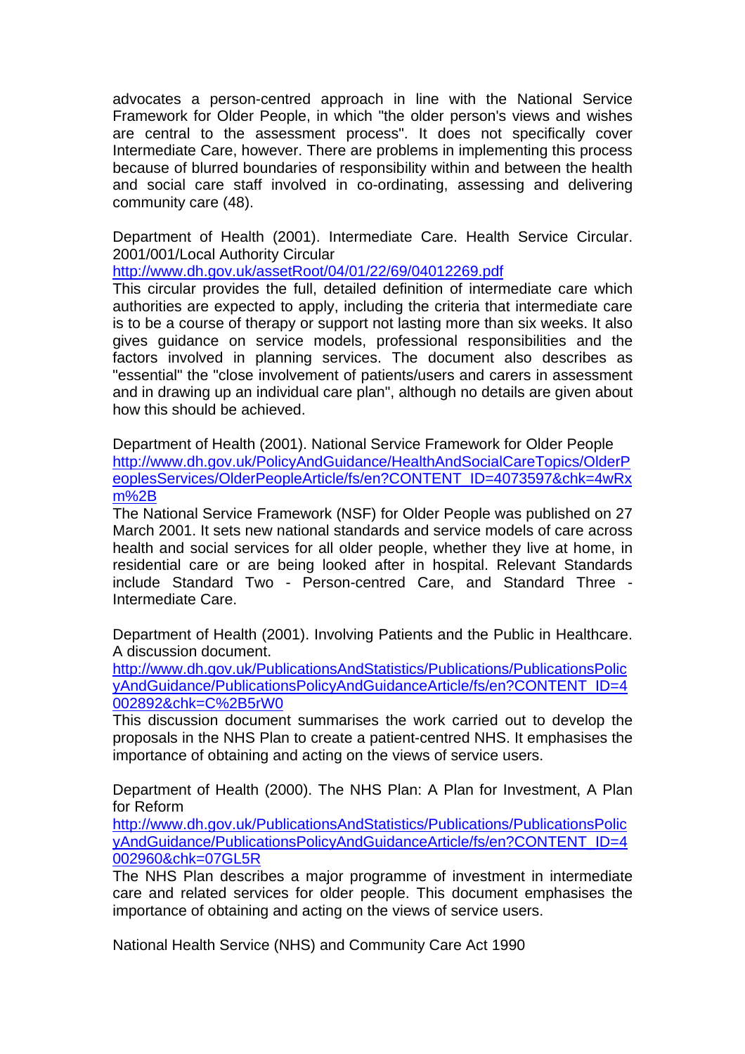advocates a person-centred approach in line with the National Service Framework for Older People, in which "the older person's views and wishes are central to the assessment process". It does not specifically cover Intermediate Care, however. There are problems in implementing this process because of blurred boundaries of responsibility within and between the health and social care staff involved in co-ordinating, assessing and delivering community care (48).

Department of Health (2001). Intermediate Care. Health Service Circular. 2001/001/Local Authority Circular
http://www.dh.gov.uk/assetRoot/04/01/22/69/04012269.pdf
This circular provides the full, detailed definition of intermediate care which authorities are expected to apply, including the criteria that intermediate care is to be a course of therapy or support not lasting more than six weeks. It also gives guidance on service models, professional responsibilities and the factors involved in planning services. The document also describes as "essential" the "close involvement of patients/users and carers in assessment and in drawing up an individual care plan", although no details are given about how this should be achieved.

Department of Health (2001). National Service Framework for Older People
http://www.dh.gov.uk/PolicyAndGuidance/HealthAndSocialCareTopics/OlderPeoplesServices/OlderPeopleArticle/fs/en?CONTENT_ID=4073597&chk=4wRxm%2B
The National Service Framework (NSF) for Older People was published on 27 March 2001. It sets new national standards and service models of care across health and social services for all older people, whether they live at home, in residential care or are being looked after in hospital. Relevant Standards include Standard Two - Person-centred Care, and Standard Three - Intermediate Care.

Department of Health (2001). Involving Patients and the Public in Healthcare. A discussion document.
http://www.dh.gov.uk/PublicationsAndStatistics/Publications/PublicationsPolicyAndGuidance/PublicationsPolicyAndGuidanceArticle/fs/en?CONTENT_ID=4002892&chk=C%2B5rW0
This discussion document summarises the work carried out to develop the proposals in the NHS Plan to create a patient-centred NHS. It emphasises the importance of obtaining and acting on the views of service users.

Department of Health (2000). The NHS Plan: A Plan for Investment, A Plan for Reform
http://www.dh.gov.uk/PublicationsAndStatistics/Publications/PublicationsPolicyAndGuidance/PublicationsPolicyAndGuidanceArticle/fs/en?CONTENT_ID=4002960&chk=07GL5R
The NHS Plan describes a major programme of investment in intermediate care and related services for older people. This document emphasises the importance of obtaining and acting on the views of service users.

National Health Service (NHS) and Community Care Act 1990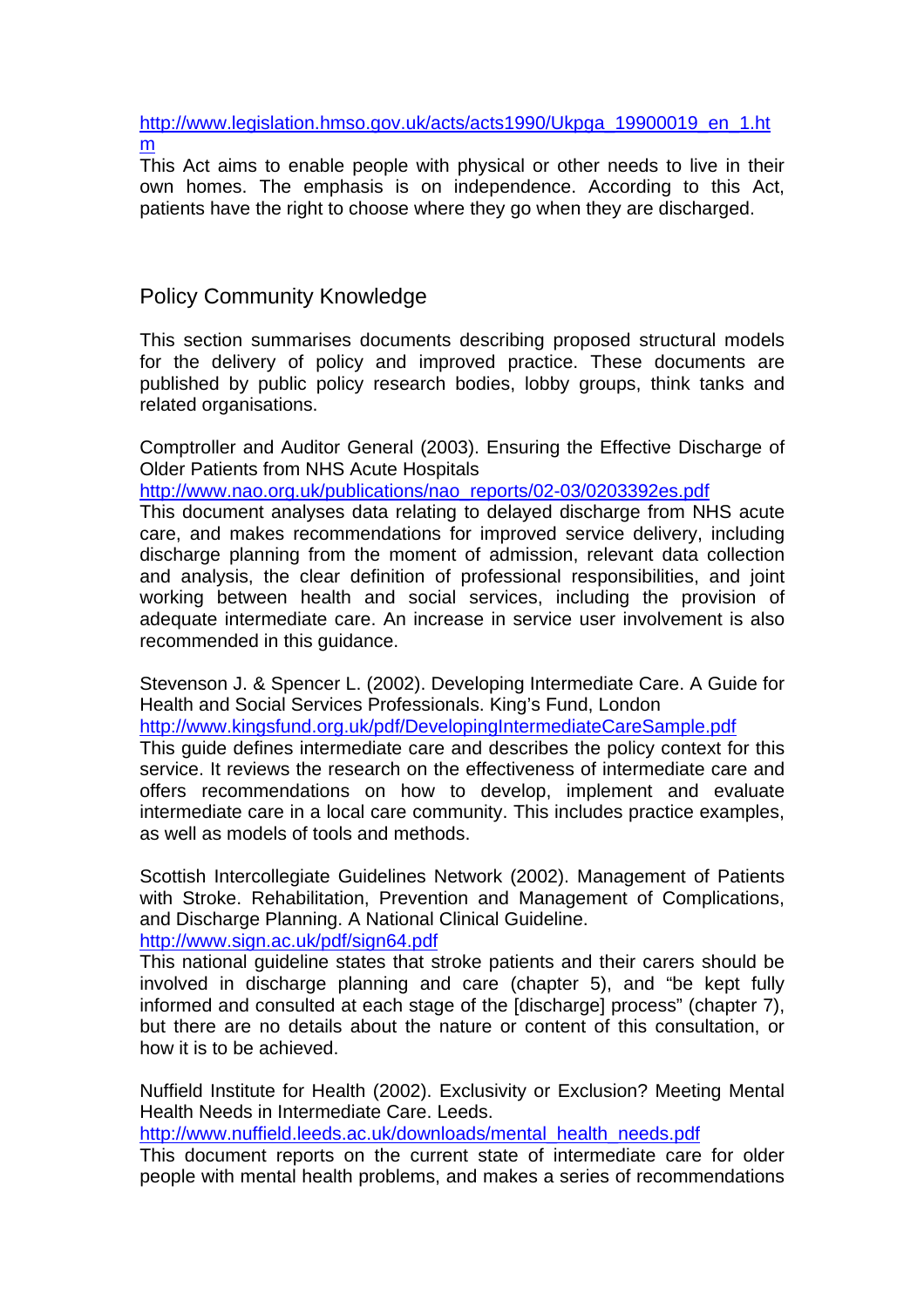http://www.legislation.hmso.gov.uk/acts/acts1990/Ukpga_19900019_en_1.htm
This Act aims to enable people with physical or other needs to live in their own homes. The emphasis is on independence. According to this Act, patients have the right to choose where they go when they are discharged.

## Policy Community Knowledge

This section summarises documents describing proposed structural models for the delivery of policy and improved practice. These documents are published by public policy research bodies, lobby groups, think tanks and related organisations.

Comptroller and Auditor General (2003). Ensuring the Effective Discharge of Older Patients from NHS Acute Hospitals
http://www.nao.org.uk/publications/nao_reports/02-03/0203392es.pdf
This document analyses data relating to delayed discharge from NHS acute care, and makes recommendations for improved service delivery, including discharge planning from the moment of admission, relevant data collection and analysis, the clear definition of professional responsibilities, and joint working between health and social services, including the provision of adequate intermediate care. An increase in service user involvement is also recommended in this guidance.

Stevenson J. & Spencer L. (2002). Developing Intermediate Care. A Guide for Health and Social Services Professionals. King's Fund, London
http://www.kingsfund.org.uk/pdf/DevelopingIntermediateCareSample.pdf
This guide defines intermediate care and describes the policy context for this service. It reviews the research on the effectiveness of intermediate care and offers recommendations on how to develop, implement and evaluate intermediate care in a local care community. This includes practice examples, as well as models of tools and methods.

Scottish Intercollegiate Guidelines Network (2002). Management of Patients with Stroke. Rehabilitation, Prevention and Management of Complications, and Discharge Planning. A National Clinical Guideline.
http://www.sign.ac.uk/pdf/sign64.pdf
This national guideline states that stroke patients and their carers should be involved in discharge planning and care (chapter 5), and "be kept fully informed and consulted at each stage of the [discharge] process" (chapter 7), but there are no details about the nature or content of this consultation, or how it is to be achieved.

Nuffield Institute for Health (2002). Exclusivity or Exclusion? Meeting Mental Health Needs in Intermediate Care. Leeds.
http://www.nuffield.leeds.ac.uk/downloads/mental_health_needs.pdf
This document reports on the current state of intermediate care for older people with mental health problems, and makes a series of recommendations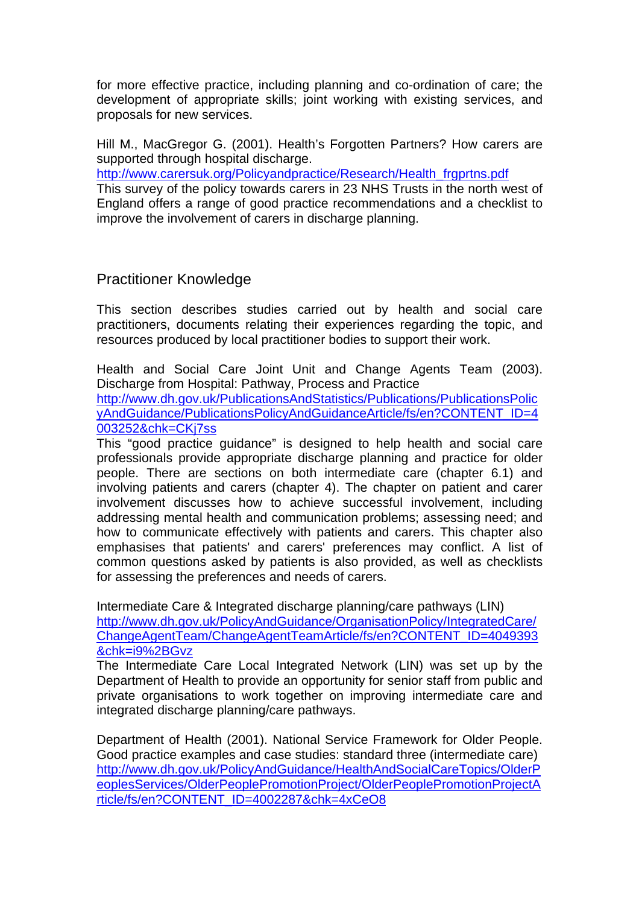for more effective practice, including planning and co-ordination of care; the development of appropriate skills; joint working with existing services, and proposals for new services.

Hill M., MacGregor G. (2001). Health's Forgotten Partners? How carers are supported through hospital discharge.
http://www.carersuk.org/Policyandpractice/Research/Health_frgprtns.pdf
This survey of the policy towards carers in 23 NHS Trusts in the north west of England offers a range of good practice recommendations and a checklist to improve the involvement of carers in discharge planning.

## Practitioner Knowledge

This section describes studies carried out by health and social care practitioners, documents relating their experiences regarding the topic, and resources produced by local practitioner bodies to support their work.

Health and Social Care Joint Unit and Change Agents Team (2003). Discharge from Hospital: Pathway, Process and Practice
http://www.dh.gov.uk/PublicationsAndStatistics/Publications/PublicationsPolicyAndGuidance/PublicationsPolicyAndGuidanceArticle/fs/en?CONTENT_ID=4003252&chk=CKj7ss
This "good practice guidance" is designed to help health and social care professionals provide appropriate discharge planning and practice for older people. There are sections on both intermediate care (chapter 6.1) and involving patients and carers (chapter 4). The chapter on patient and carer involvement discusses how to achieve successful involvement, including addressing mental health and communication problems; assessing need; and how to communicate effectively with patients and carers. This chapter also emphasises that patients' and carers' preferences may conflict. A list of common questions asked by patients is also provided, as well as checklists for assessing the preferences and needs of carers.

Intermediate Care & Integrated discharge planning/care pathways (LIN)
http://www.dh.gov.uk/PolicyAndGuidance/OrganisationPolicy/IntegratedCare/ChangeAgentTeam/ChangeAgentTeamArticle/fs/en?CONTENT_ID=4049393&chk=i9%2BGvz
The Intermediate Care Local Integrated Network (LIN) was set up by the Department of Health to provide an opportunity for senior staff from public and private organisations to work together on improving intermediate care and integrated discharge planning/care pathways.

Department of Health (2001). National Service Framework for Older People. Good practice examples and case studies: standard three (intermediate care)
http://www.dh.gov.uk/PolicyAndGuidance/HealthAndSocialCareTopics/OlderPeoplesServices/OlderPeoplePromotionProject/OlderPeoplePromotionProjectArticle/fs/en?CONTENT_ID=4002287&chk=4xCeO8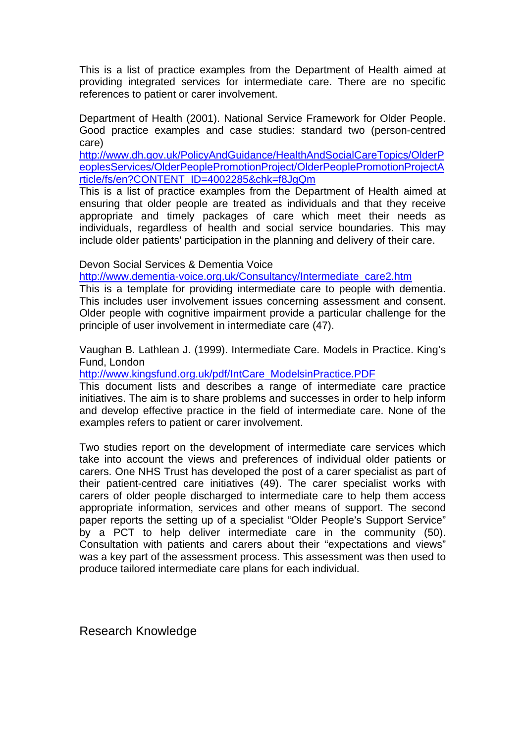This is a list of practice examples from the Department of Health aimed at providing integrated services for intermediate care. There are no specific references to patient or carer involvement.

Department of Health (2001). National Service Framework for Older People. Good practice examples and case studies: standard two (person-centred care)
http://www.dh.gov.uk/PolicyAndGuidance/HealthAndSocialCareTopics/OlderPeoplesServices/OlderPeoplePromotionProject/OlderPeoplePromotionProjectArticle/fs/en?CONTENT_ID=4002285&chk=f8JgQm
This is a list of practice examples from the Department of Health aimed at ensuring that older people are treated as individuals and that they receive appropriate and timely packages of care which meet their needs as individuals, regardless of health and social service boundaries. This may include older patients' participation in the planning and delivery of their care.

Devon Social Services & Dementia Voice
http://www.dementia-voice.org.uk/Consultancy/Intermediate_care2.htm
This is a template for providing intermediate care to people with dementia. This includes user involvement issues concerning assessment and consent. Older people with cognitive impairment provide a particular challenge for the principle of user involvement in intermediate care (47).

Vaughan B. Lathlean J. (1999). Intermediate Care. Models in Practice. King's Fund, London
http://www.kingsfund.org.uk/pdf/IntCare_ModelsinPractice.PDF
This document lists and describes a range of intermediate care practice initiatives. The aim is to share problems and successes in order to help inform and develop effective practice in the field of intermediate care. None of the examples refers to patient or carer involvement.

Two studies report on the development of intermediate care services which take into account the views and preferences of individual older patients or carers. One NHS Trust has developed the post of a carer specialist as part of their patient-centred care initiatives (49). The carer specialist works with carers of older people discharged to intermediate care to help them access appropriate information, services and other means of support. The second paper reports the setting up of a specialist "Older People's Support Service" by a PCT to help deliver intermediate care in the community (50). Consultation with patients and carers about their "expectations and views" was a key part of the assessment process. This assessment was then used to produce tailored intermediate care plans for each individual.

## Research Knowledge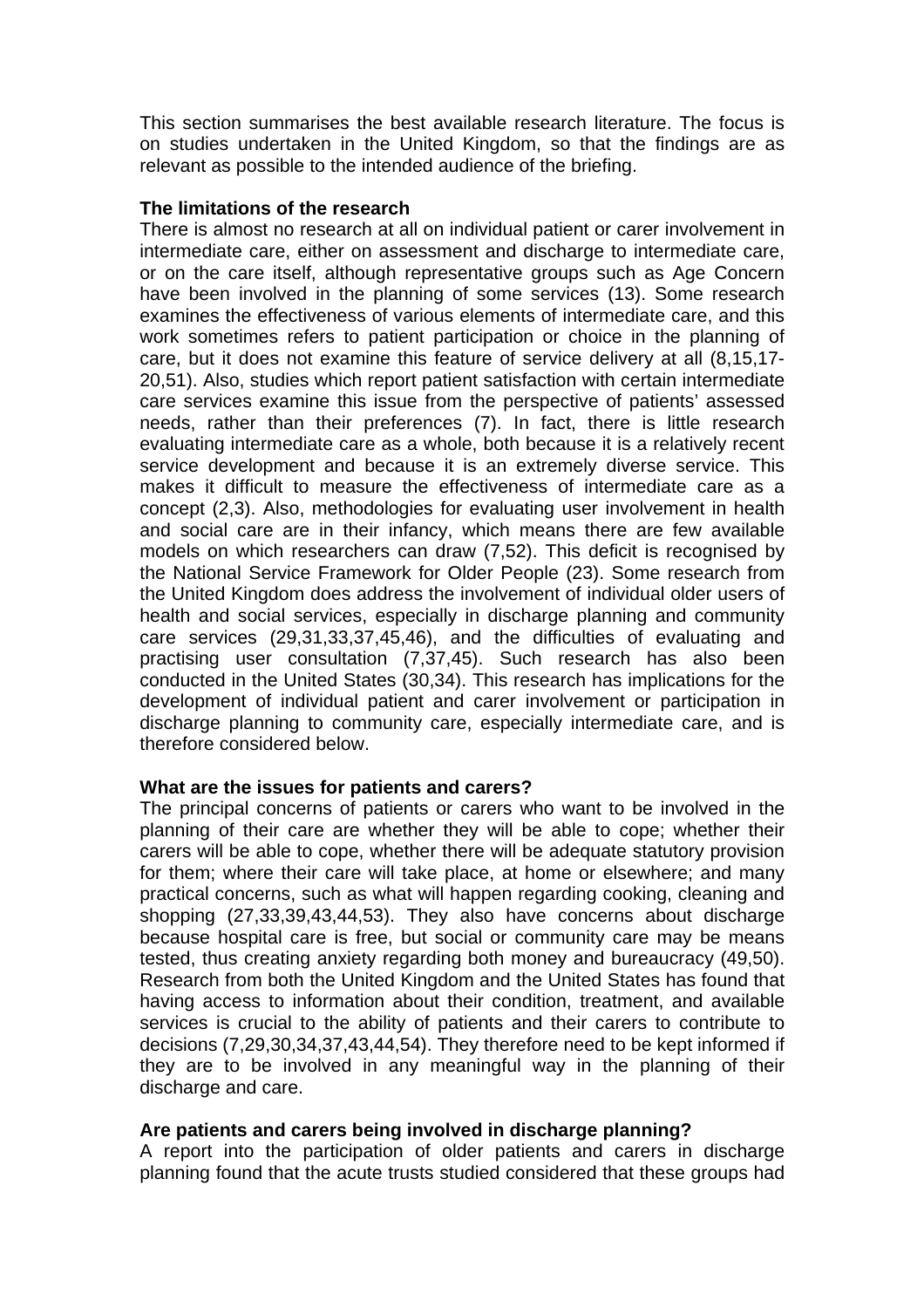This section summarises the best available research literature. The focus is on studies undertaken in the United Kingdom, so that the findings are as relevant as possible to the intended audience of the briefing.

**The limitations of the research**

There is almost no research at all on individual patient or carer involvement in intermediate care, either on assessment and discharge to intermediate care, or on the care itself, although representative groups such as Age Concern have been involved in the planning of some services (13). Some research examines the effectiveness of various elements of intermediate care, and this work sometimes refers to patient participation or choice in the planning of care, but it does not examine this feature of service delivery at all (8,15,17-20,51). Also, studies which report patient satisfaction with certain intermediate care services examine this issue from the perspective of patients' assessed needs, rather than their preferences (7). In fact, there is little research evaluating intermediate care as a whole, both because it is a relatively recent service development and because it is an extremely diverse service. This makes it difficult to measure the effectiveness of intermediate care as a concept (2,3). Also, methodologies for evaluating user involvement in health and social care are in their infancy, which means there are few available models on which researchers can draw (7,52). This deficit is recognised by the National Service Framework for Older People (23). Some research from the United Kingdom does address the involvement of individual older users of health and social services, especially in discharge planning and community care services (29,31,33,37,45,46), and the difficulties of evaluating and practising user consultation (7,37,45). Such research has also been conducted in the United States (30,34). This research has implications for the development of individual patient and carer involvement or participation in discharge planning to community care, especially intermediate care, and is therefore considered below.

**What are the issues for patients and carers?**

The principal concerns of patients or carers who want to be involved in the planning of their care are whether they will be able to cope; whether their carers will be able to cope, whether there will be adequate statutory provision for them; where their care will take place, at home or elsewhere; and many practical concerns, such as what will happen regarding cooking, cleaning and shopping (27,33,39,43,44,53). They also have concerns about discharge because hospital care is free, but social or community care may be means tested, thus creating anxiety regarding both money and bureaucracy (49,50). Research from both the United Kingdom and the United States has found that having access to information about their condition, treatment, and available services is crucial to the ability of patients and their carers to contribute to decisions (7,29,30,34,37,43,44,54). They therefore need to be kept informed if they are to be involved in any meaningful way in the planning of their discharge and care.

**Are patients and carers being involved in discharge planning?**

A report into the participation of older patients and carers in discharge planning found that the acute trusts studied considered that these groups had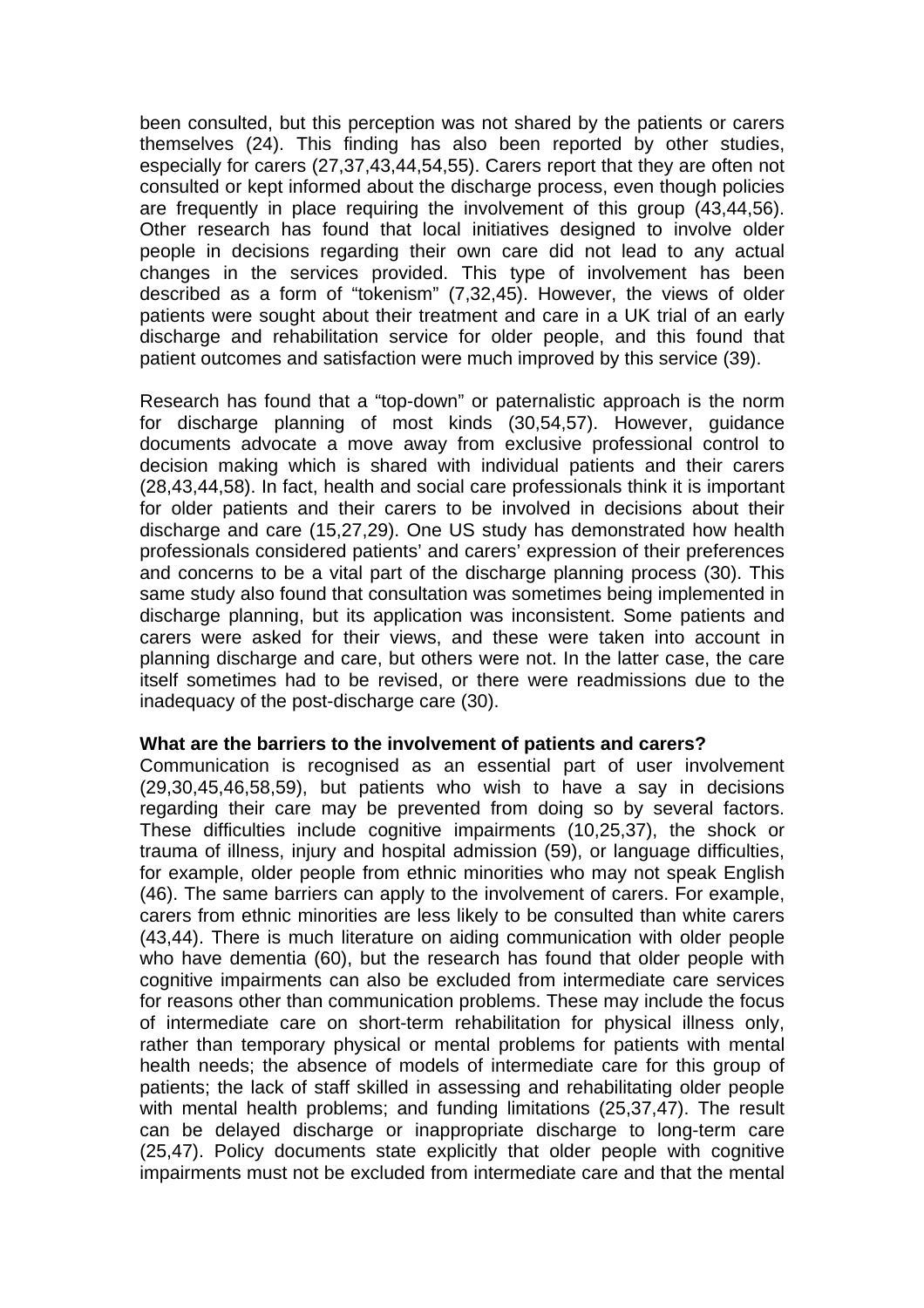been consulted, but this perception was not shared by the patients or carers themselves (24). This finding has also been reported by other studies, especially for carers (27,37,43,44,54,55). Carers report that they are often not consulted or kept informed about the discharge process, even though policies are frequently in place requiring the involvement of this group (43,44,56). Other research has found that local initiatives designed to involve older people in decisions regarding their own care did not lead to any actual changes in the services provided. This type of involvement has been described as a form of "tokenism" (7,32,45). However, the views of older patients were sought about their treatment and care in a UK trial of an early discharge and rehabilitation service for older people, and this found that patient outcomes and satisfaction were much improved by this service (39).

Research has found that a "top-down" or paternalistic approach is the norm for discharge planning of most kinds (30,54,57). However, guidance documents advocate a move away from exclusive professional control to decision making which is shared with individual patients and their carers (28,43,44,58). In fact, health and social care professionals think it is important for older patients and their carers to be involved in decisions about their discharge and care (15,27,29). One US study has demonstrated how health professionals considered patients' and carers' expression of their preferences and concerns to be a vital part of the discharge planning process (30). This same study also found that consultation was sometimes being implemented in discharge planning, but its application was inconsistent. Some patients and carers were asked for their views, and these were taken into account in planning discharge and care, but others were not. In the latter case, the care itself sometimes had to be revised, or there were readmissions due to the inadequacy of the post-discharge care (30).

**What are the barriers to the involvement of patients and carers?**

Communication is recognised as an essential part of user involvement (29,30,45,46,58,59), but patients who wish to have a say in decisions regarding their care may be prevented from doing so by several factors. These difficulties include cognitive impairments (10,25,37), the shock or trauma of illness, injury and hospital admission (59), or language difficulties, for example, older people from ethnic minorities who may not speak English (46). The same barriers can apply to the involvement of carers. For example, carers from ethnic minorities are less likely to be consulted than white carers (43,44). There is much literature on aiding communication with older people who have dementia (60), but the research has found that older people with cognitive impairments can also be excluded from intermediate care services for reasons other than communication problems. These may include the focus of intermediate care on short-term rehabilitation for physical illness only, rather than temporary physical or mental problems for patients with mental health needs; the absence of models of intermediate care for this group of patients; the lack of staff skilled in assessing and rehabilitating older people with mental health problems; and funding limitations (25,37,47). The result can be delayed discharge or inappropriate discharge to long-term care (25,47). Policy documents state explicitly that older people with cognitive impairments must not be excluded from intermediate care and that the mental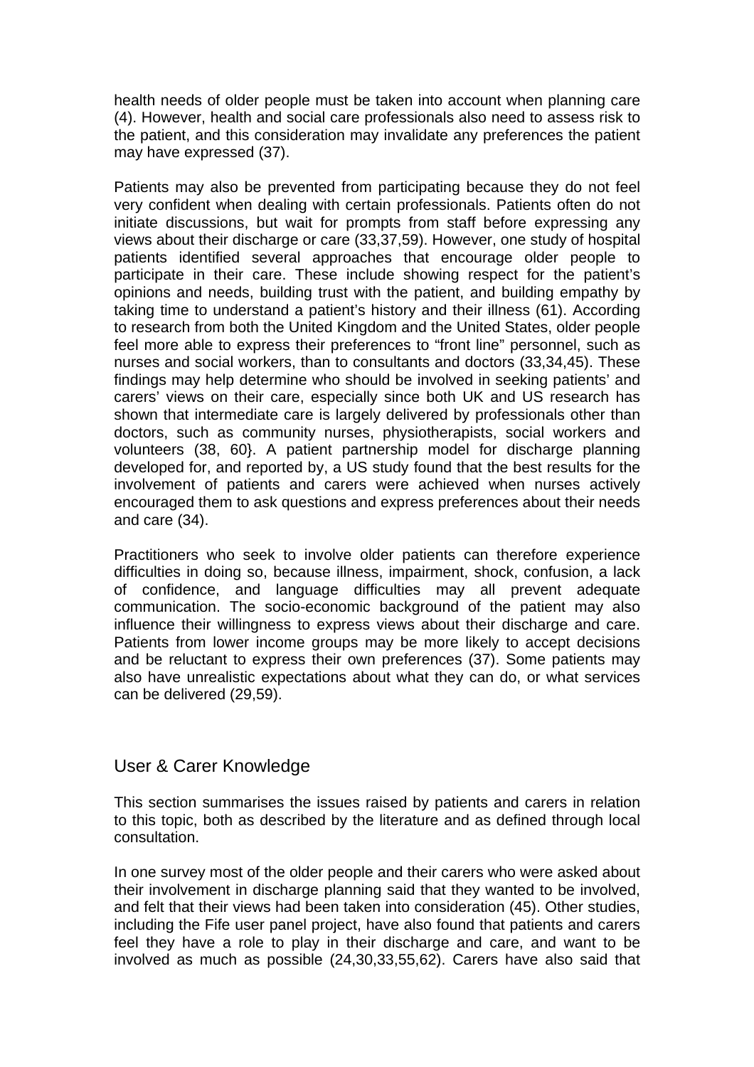health needs of older people must be taken into account when planning care (4). However, health and social care professionals also need to assess risk to the patient, and this consideration may invalidate any preferences the patient may have expressed (37).

Patients may also be prevented from participating because they do not feel very confident when dealing with certain professionals. Patients often do not initiate discussions, but wait for prompts from staff before expressing any views about their discharge or care (33,37,59). However, one study of hospital patients identified several approaches that encourage older people to participate in their care. These include showing respect for the patient's opinions and needs, building trust with the patient, and building empathy by taking time to understand a patient's history and their illness (61). According to research from both the United Kingdom and the United States, older people feel more able to express their preferences to "front line" personnel, such as nurses and social workers, than to consultants and doctors (33,34,45). These findings may help determine who should be involved in seeking patients' and carers' views on their care, especially since both UK and US research has shown that intermediate care is largely delivered by professionals other than doctors, such as community nurses, physiotherapists, social workers and volunteers (38, 60}. A patient partnership model for discharge planning developed for, and reported by, a US study found that the best results for the involvement of patients and carers were achieved when nurses actively encouraged them to ask questions and express preferences about their needs and care (34).

Practitioners who seek to involve older patients can therefore experience difficulties in doing so, because illness, impairment, shock, confusion, a lack of confidence, and language difficulties may all prevent adequate communication. The socio-economic background of the patient may also influence their willingness to express views about their discharge and care. Patients from lower income groups may be more likely to accept decisions and be reluctant to express their own preferences (37). Some patients may also have unrealistic expectations about what they can do, or what services can be delivered (29,59).

## User & Carer Knowledge

This section summarises the issues raised by patients and carers in relation to this topic, both as described by the literature and as defined through local consultation.

In one survey most of the older people and their carers who were asked about their involvement in discharge planning said that they wanted to be involved, and felt that their views had been taken into consideration (45). Other studies, including the Fife user panel project, have also found that patients and carers feel they have a role to play in their discharge and care, and want to be involved as much as possible (24,30,33,55,62). Carers have also said that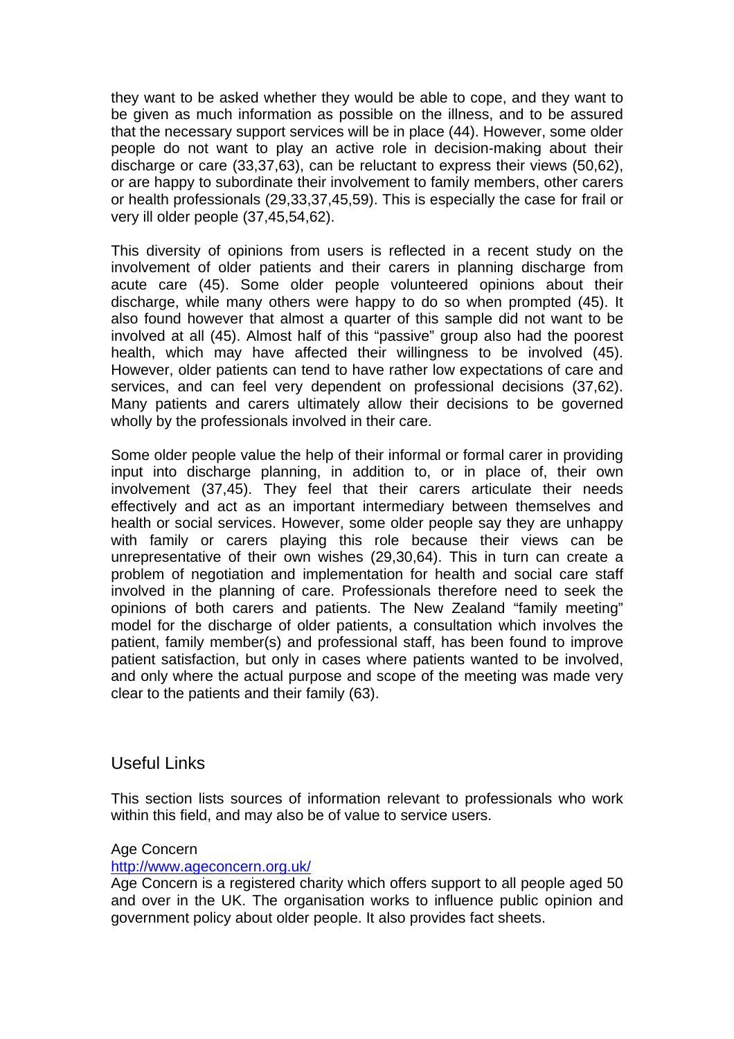they want to be asked whether they would be able to cope, and they want to be given as much information as possible on the illness, and to be assured that the necessary support services will be in place (44). However, some older people do not want to play an active role in decision-making about their discharge or care (33,37,63), can be reluctant to express their views (50,62), or are happy to subordinate their involvement to family members, other carers or health professionals (29,33,37,45,59). This is especially the case for frail or very ill older people (37,45,54,62).

This diversity of opinions from users is reflected in a recent study on the involvement of older patients and their carers in planning discharge from acute care (45). Some older people volunteered opinions about their discharge, while many others were happy to do so when prompted (45). It also found however that almost a quarter of this sample did not want to be involved at all (45). Almost half of this "passive" group also had the poorest health, which may have affected their willingness to be involved (45). However, older patients can tend to have rather low expectations of care and services, and can feel very dependent on professional decisions (37,62). Many patients and carers ultimately allow their decisions to be governed wholly by the professionals involved in their care.

Some older people value the help of their informal or formal carer in providing input into discharge planning, in addition to, or in place of, their own involvement (37,45). They feel that their carers articulate their needs effectively and act as an important intermediary between themselves and health or social services. However, some older people say they are unhappy with family or carers playing this role because their views can be unrepresentative of their own wishes (29,30,64). This in turn can create a problem of negotiation and implementation for health and social care staff involved in the planning of care. Professionals therefore need to seek the opinions of both carers and patients. The New Zealand "family meeting" model for the discharge of older patients, a consultation which involves the patient, family member(s) and professional staff, has been found to improve patient satisfaction, but only in cases where patients wanted to be involved, and only where the actual purpose and scope of the meeting was made very clear to the patients and their family (63).

## Useful Links

This section lists sources of information relevant to professionals who work within this field, and may also be of value to service users.

Age Concern
http://www.ageconcern.org.uk/
Age Concern is a registered charity which offers support to all people aged 50 and over in the UK. The organisation works to influence public opinion and government policy about older people. It also provides fact sheets.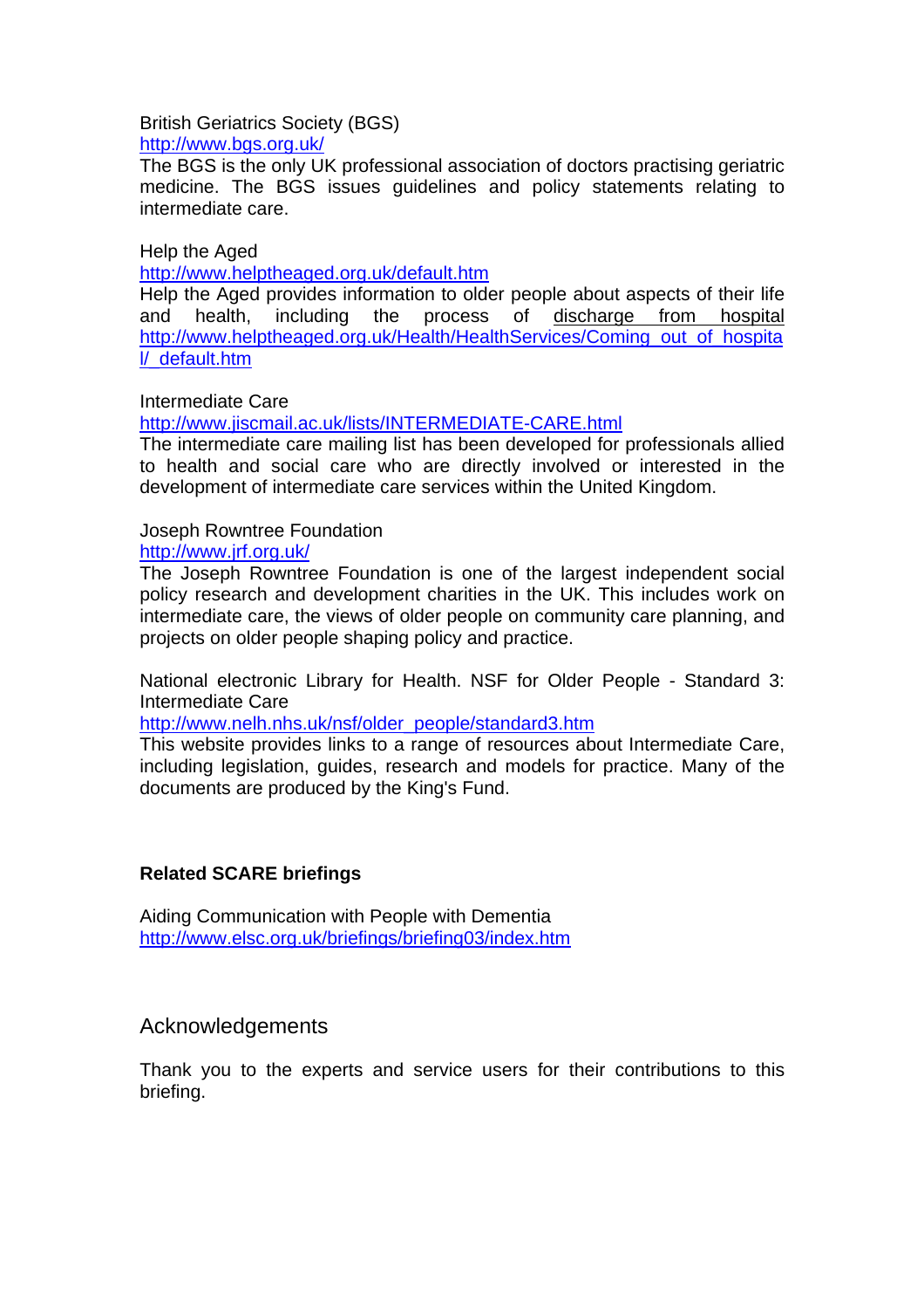British Geriatrics Society (BGS)
http://www.bgs.org.uk/
The BGS is the only UK professional association of doctors practising geriatric medicine. The BGS issues guidelines and policy statements relating to intermediate care.

Help the Aged
http://www.helptheaged.org.uk/default.htm
Help the Aged provides information to older people about aspects of their life and health, including the process of discharge from hospital http://www.helptheaged.org.uk/Health/HealthServices/Coming_out_of_hospital/_default.htm

Intermediate Care
http://www.jiscmail.ac.uk/lists/INTERMEDIATE-CARE.html
The intermediate care mailing list has been developed for professionals allied to health and social care who are directly involved or interested in the development of intermediate care services within the United Kingdom.

Joseph Rowntree Foundation
http://www.jrf.org.uk/
The Joseph Rowntree Foundation is one of the largest independent social policy research and development charities in the UK. This includes work on intermediate care, the views of older people on community care planning, and projects on older people shaping policy and practice.

National electronic Library for Health. NSF for Older People - Standard 3: Intermediate Care
http://www.nelh.nhs.uk/nsf/older_people/standard3.htm
This website provides links to a range of resources about Intermediate Care, including legislation, guides, research and models for practice. Many of the documents are produced by the King's Fund.

**Related SCARE briefings**

Aiding Communication with People with Dementia
http://www.elsc.org.uk/briefings/briefing03/index.htm

## Acknowledgements

Thank you to the experts and service users for their contributions to this briefing.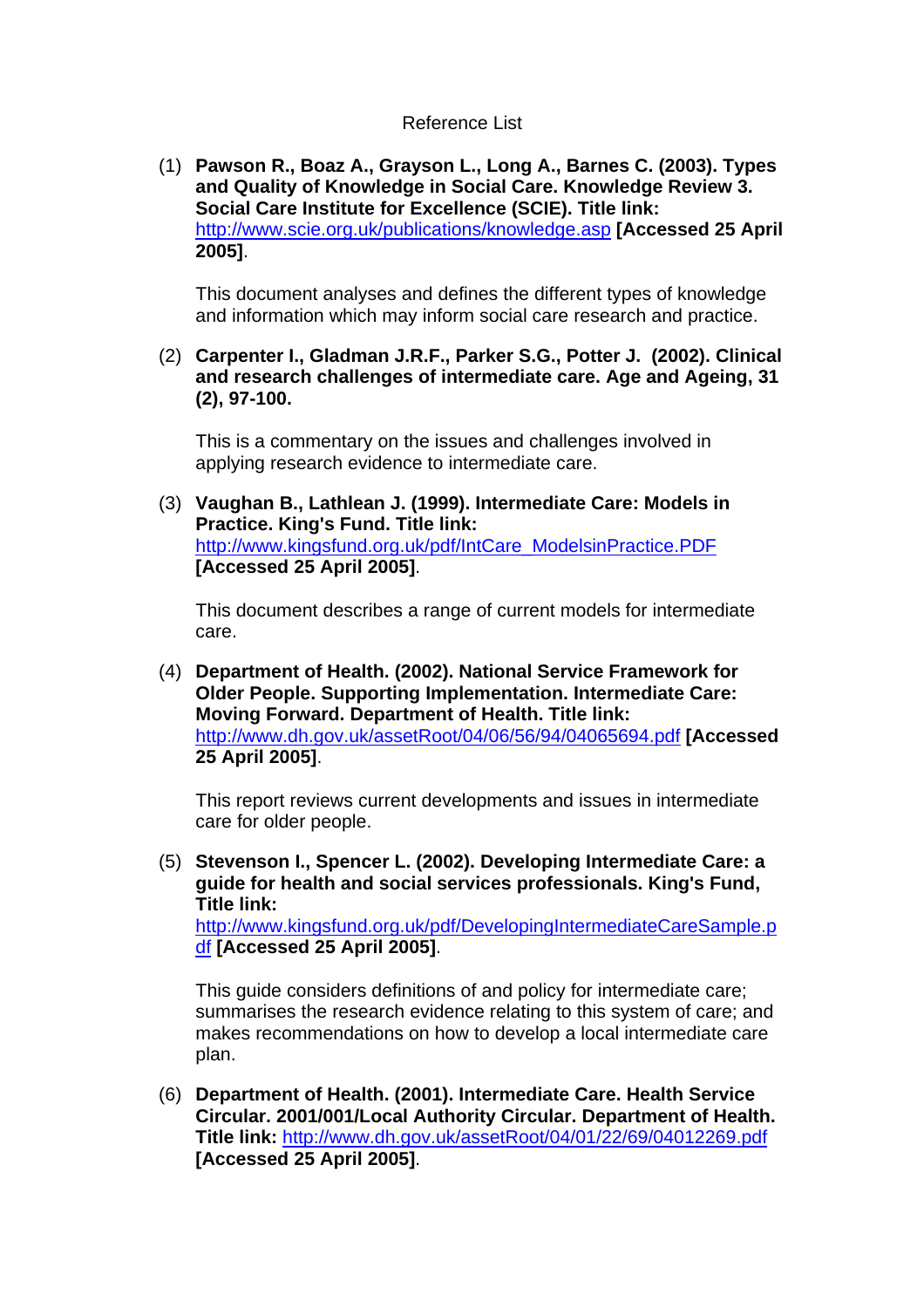Reference List

(1) **Pawson R., Boaz A., Grayson L., Long A., Barnes C. (2003). Types and Quality of Knowledge in Social Care. Knowledge Review 3. Social Care Institute for Excellence (SCIE). Title link:** http://www.scie.org.uk/publications/knowledge.asp **[Accessed 25 April 2005]**.

This document analyses and defines the different types of knowledge and information which may inform social care research and practice.

(2) **Carpenter I., Gladman J.R.F., Parker S.G., Potter J. (2002). Clinical and research challenges of intermediate care. Age and Ageing, 31 (2), 97-100.**

This is a commentary on the issues and challenges involved in applying research evidence to intermediate care.

(3) **Vaughan B., Lathlean J. (1999). Intermediate Care: Models in Practice. King's Fund. Title link:** http://www.kingsfund.org.uk/pdf/IntCare_ModelsinPractice.PDF **[Accessed 25 April 2005]**.

This document describes a range of current models for intermediate care.

(4) **Department of Health. (2002). National Service Framework for Older People. Supporting Implementation. Intermediate Care: Moving Forward. Department of Health. Title link:** http://www.dh.gov.uk/assetRoot/04/06/56/94/04065694.pdf **[Accessed 25 April 2005]**.

This report reviews current developments and issues in intermediate care for older people.

(5) **Stevenson I., Spencer L. (2002). Developing Intermediate Care: a guide for health and social services professionals. King's Fund, Title link:** http://www.kingsfund.org.uk/pdf/DevelopingIntermediateCareSample.pdf **[Accessed 25 April 2005]**.

This guide considers definitions of and policy for intermediate care; summarises the research evidence relating to this system of care; and makes recommendations on how to develop a local intermediate care plan.

(6) **Department of Health. (2001). Intermediate Care. Health Service Circular. 2001/001/Local Authority Circular. Department of Health. Title link:** http://www.dh.gov.uk/assetRoot/04/01/22/69/04012269.pdf **[Accessed 25 April 2005]**.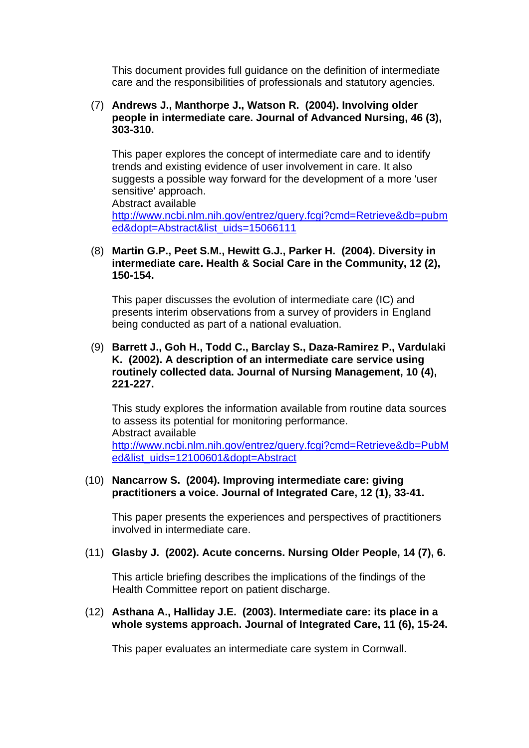This document provides full guidance on the definition of intermediate care and the responsibilities of professionals and statutory agencies.

(7) **Andrews J., Manthorpe J., Watson R. (2004). Involving older people in intermediate care. Journal of Advanced Nursing, 46 (3), 303-310.**

This paper explores the concept of intermediate care and to identify trends and existing evidence of user involvement in care. It also suggests a possible way forward for the development of a more 'user sensitive' approach.
Abstract available
[http://www.ncbi.nlm.nih.gov/entrez/query.fcgi?cmd=Retrieve&db=pubmed&dopt=Abstract&list_uids=15066111](http://www.ncbi.nlm.nih.gov/entrez/query.fcgi?cmd=Retrieve&db=pubmed&dopt=Abstract&list_uids=15066111)

(8) **Martin G.P., Peet S.M., Hewitt G.J., Parker H. (2004). Diversity in intermediate care. Health & Social Care in the Community, 12 (2), 150-154.**

This paper discusses the evolution of intermediate care (IC) and presents interim observations from a survey of providers in England being conducted as part of a national evaluation.

(9) **Barrett J., Goh H., Todd C., Barclay S., Daza-Ramirez P., Vardulaki K. (2002). A description of an intermediate care service using routinely collected data. Journal of Nursing Management, 10 (4), 221-227.**

This study explores the information available from routine data sources to assess its potential for monitoring performance.
Abstract available
[http://www.ncbi.nlm.nih.gov/entrez/query.fcgi?cmd=Retrieve&db=PubMed&list_uids=12100601&dopt=Abstract](http://www.ncbi.nlm.nih.gov/entrez/query.fcgi?cmd=Retrieve&db=PubMed&list_uids=12100601&dopt=Abstract)

(10) **Nancarrow S. (2004). Improving intermediate care: giving practitioners a voice. Journal of Integrated Care, 12 (1), 33-41.**

This paper presents the experiences and perspectives of practitioners involved in intermediate care.

(11) **Glasby J. (2002). Acute concerns. Nursing Older People, 14 (7), 6.**

This article briefing describes the implications of the findings of the Health Committee report on patient discharge.

(12) **Asthana A., Halliday J.E. (2003). Intermediate care: its place in a whole systems approach. Journal of Integrated Care, 11 (6), 15-24.**

This paper evaluates an intermediate care system in Cornwall.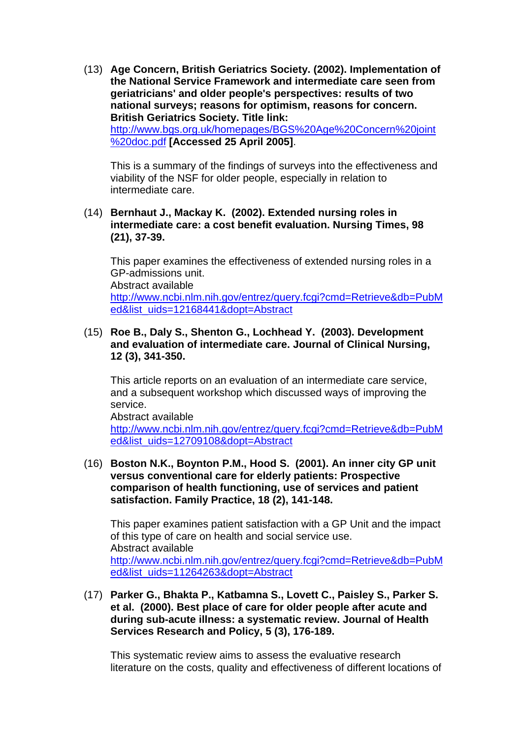(13) **Age Concern, British Geriatrics Society. (2002). Implementation of the National Service Framework and intermediate care seen from geriatricians' and older people's perspectives: results of two national surveys; reasons for optimism, reasons for concern. British Geriatrics Society. Title link:** http://www.bgs.org.uk/homepages/BGS%20Age%20Concern%20joint%20doc.pdf **[Accessed 25 April 2005]**.

This is a summary of the findings of surveys into the effectiveness and viability of the NSF for older people, especially in relation to intermediate care.

(14) **Bernhaut J., Mackay K. (2002). Extended nursing roles in intermediate care: a cost benefit evaluation. Nursing Times, 98 (21), 37-39.**

This paper examines the effectiveness of extended nursing roles in a GP-admissions unit.
Abstract available
http://www.ncbi.nlm.nih.gov/entrez/query.fcgi?cmd=Retrieve&db=PubMed&list_uids=12168441&dopt=Abstract

(15) **Roe B., Daly S., Shenton G., Lochhead Y. (2003). Development and evaluation of intermediate care. Journal of Clinical Nursing, 12 (3), 341-350.**

This article reports on an evaluation of an intermediate care service, and a subsequent workshop which discussed ways of improving the service.
Abstract available
http://www.ncbi.nlm.nih.gov/entrez/query.fcgi?cmd=Retrieve&db=PubMed&list_uids=12709108&dopt=Abstract

(16) **Boston N.K., Boynton P.M., Hood S. (2001). An inner city GP unit versus conventional care for elderly patients: Prospective comparison of health functioning, use of services and patient satisfaction. Family Practice, 18 (2), 141-148.**

This paper examines patient satisfaction with a GP Unit and the impact of this type of care on health and social service use.
Abstract available
http://www.ncbi.nlm.nih.gov/entrez/query.fcgi?cmd=Retrieve&db=PubMed&list_uids=11264263&dopt=Abstract

(17) **Parker G., Bhakta P., Katbamna S., Lovett C., Paisley S., Parker S. et al. (2000). Best place of care for older people after acute and during sub-acute illness: a systematic review. Journal of Health Services Research and Policy, 5 (3), 176-189.**

This systematic review aims to assess the evaluative research literature on the costs, quality and effectiveness of different locations of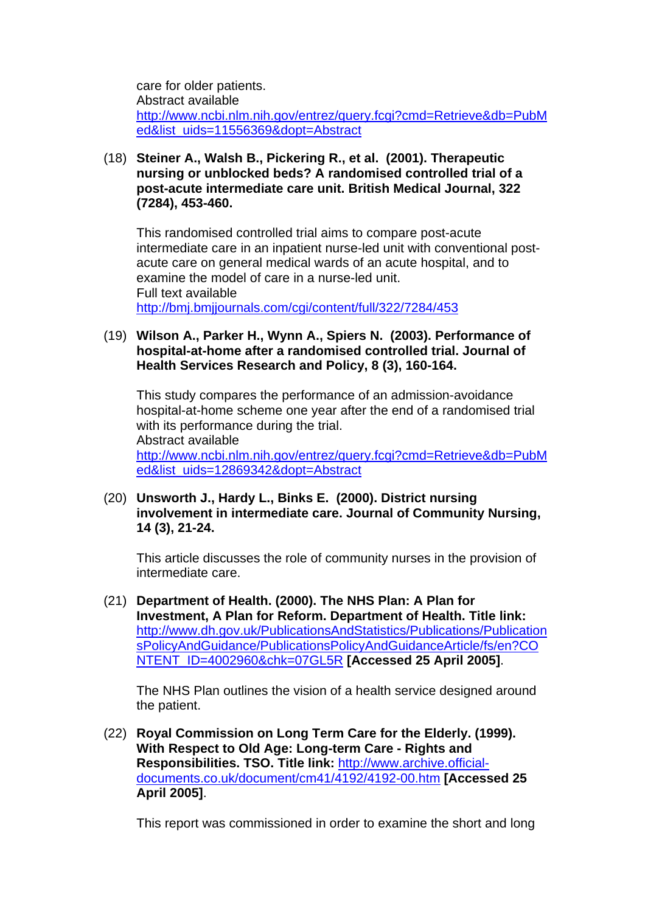care for older patients.
Abstract available
http://www.ncbi.nlm.nih.gov/entrez/query.fcgi?cmd=Retrieve&db=PubMed&list_uids=11556369&dopt=Abstract

(18) **Steiner A., Walsh B., Pickering R., et al. (2001). Therapeutic nursing or unblocked beds? A randomised controlled trial of a post-acute intermediate care unit. British Medical Journal, 322 (7284), 453-460.**

This randomised controlled trial aims to compare post-acute intermediate care in an inpatient nurse-led unit with conventional post-acute care on general medical wards of an acute hospital, and to examine the model of care in a nurse-led unit.
Full text available
http://bmj.bmjjournals.com/cgi/content/full/322/7284/453

(19) **Wilson A., Parker H., Wynn A., Spiers N. (2003). Performance of hospital-at-home after a randomised controlled trial. Journal of Health Services Research and Policy, 8 (3), 160-164.**

This study compares the performance of an admission-avoidance hospital-at-home scheme one year after the end of a randomised trial with its performance during the trial.
Abstract available
http://www.ncbi.nlm.nih.gov/entrez/query.fcgi?cmd=Retrieve&db=PubMed&list_uids=12869342&dopt=Abstract

(20) **Unsworth J., Hardy L., Binks E. (2000). District nursing involvement in intermediate care. Journal of Community Nursing, 14 (3), 21-24.**

This article discusses the role of community nurses in the provision of intermediate care.

(21) **Department of Health. (2000). The NHS Plan: A Plan for Investment, A Plan for Reform. Department of Health. Title link:** http://www.dh.gov.uk/PublicationsAndStatistics/Publications/PublicationsPolicyAndGuidance/PublicationsPolicyAndGuidanceArticle/fs/en?CONTENT_ID=4002960&chk=07GL5R **[Accessed 25 April 2005]**.

The NHS Plan outlines the vision of a health service designed around the patient.

(22) **Royal Commission on Long Term Care for the Elderly. (1999). With Respect to Old Age: Long-term Care - Rights and Responsibilities. TSO. Title link:** http://www.archive.official-documents.co.uk/document/cm41/4192/4192-00.htm **[Accessed 25 April 2005]**.

This report was commissioned in order to examine the short and long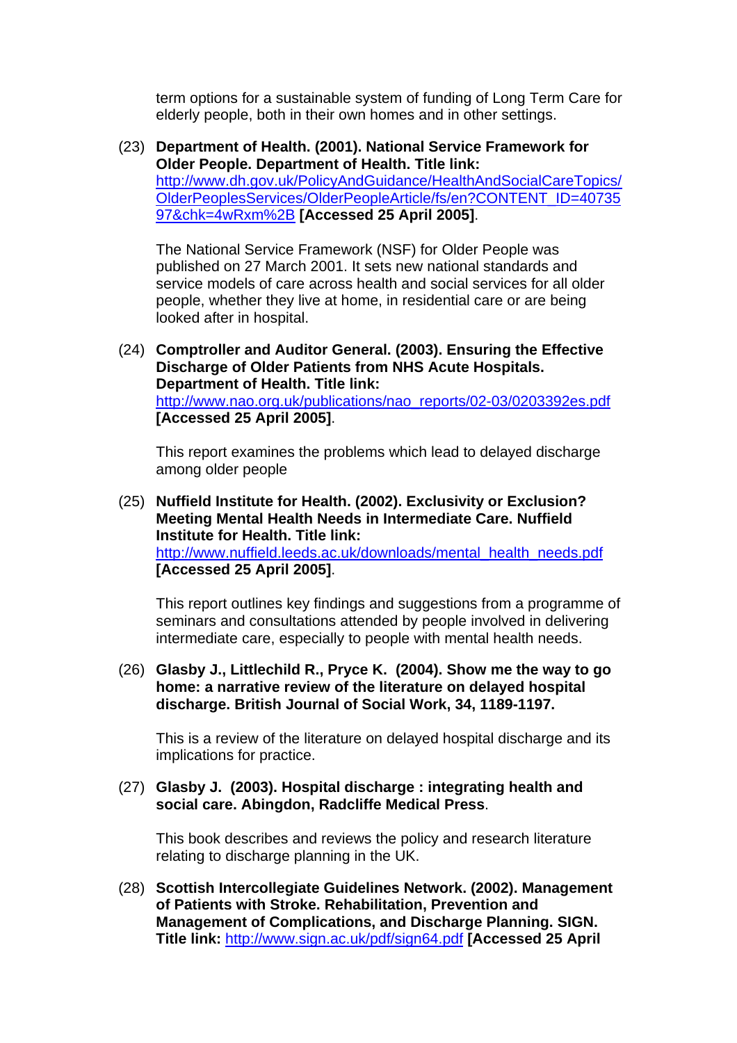term options for a sustainable system of funding of Long Term Care for elderly people, both in their own homes and in other settings.

(23) **Department of Health. (2001). National Service Framework for Older People. Department of Health. Title link:** http://www.dh.gov.uk/PolicyAndGuidance/HealthAndSocialCareTopics/OlderPeoplesServices/OlderPeopleArticle/fs/en?CONTENT_ID=4073597&chk=4wRxm%2B **[Accessed 25 April 2005]**.

The National Service Framework (NSF) for Older People was published on 27 March 2001. It sets new national standards and service models of care across health and social services for all older people, whether they live at home, in residential care or are being looked after in hospital.

(24) **Comptroller and Auditor General. (2003). Ensuring the Effective Discharge of Older Patients from NHS Acute Hospitals. Department of Health. Title link:** http://www.nao.org.uk/publications/nao_reports/02-03/0203392es.pdf **[Accessed 25 April 2005]**.

This report examines the problems which lead to delayed discharge among older people

(25) **Nuffield Institute for Health. (2002). Exclusivity or Exclusion? Meeting Mental Health Needs in Intermediate Care. Nuffield Institute for Health. Title link:** http://www.nuffield.leeds.ac.uk/downloads/mental_health_needs.pdf **[Accessed 25 April 2005]**.

This report outlines key findings and suggestions from a programme of seminars and consultations attended by people involved in delivering intermediate care, especially to people with mental health needs.

(26) **Glasby J., Littlechild R., Pryce K. (2004). Show me the way to go home: a narrative review of the literature on delayed hospital discharge. British Journal of Social Work, 34, 1189-1197.**

This is a review of the literature on delayed hospital discharge and its implications for practice.

(27) **Glasby J. (2003). Hospital discharge : integrating health and social care. Abingdon, Radcliffe Medical Press**.

This book describes and reviews the policy and research literature relating to discharge planning in the UK.

(28) **Scottish Intercollegiate Guidelines Network. (2002). Management of Patients with Stroke. Rehabilitation, Prevention and Management of Complications, and Discharge Planning. SIGN. Title link:** http://www.sign.ac.uk/pdf/sign64.pdf **[Accessed 25 April**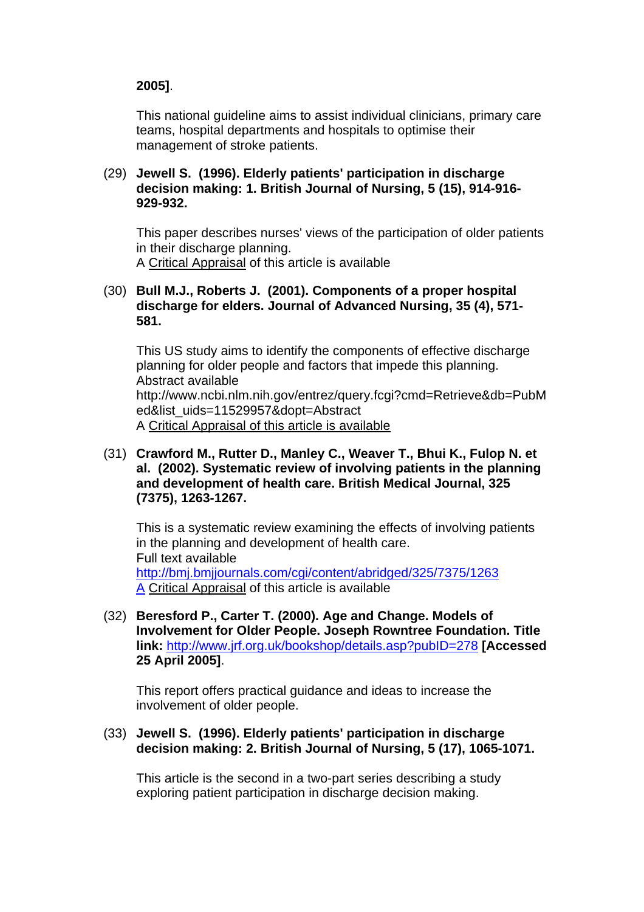**2005]**.

This national guideline aims to assist individual clinicians, primary care teams, hospital departments and hospitals to optimise their management of stroke patients.

(29) **Jewell S. (1996). Elderly patients' participation in discharge decision making: 1. British Journal of Nursing, 5 (15), 914-916-929-932.**

This paper describes nurses' views of the participation of older patients in their discharge planning.
A Critical Appraisal of this article is available

(30) **Bull M.J., Roberts J. (2001). Components of a proper hospital discharge for elders. Journal of Advanced Nursing, 35 (4), 571-581.**

This US study aims to identify the components of effective discharge planning for older people and factors that impede this planning.
Abstract available
http://www.ncbi.nlm.nih.gov/entrez/query.fcgi?cmd=Retrieve&db=PubMed&list_uids=11529957&dopt=Abstract
A Critical Appraisal of this article is available

(31) **Crawford M., Rutter D., Manley C., Weaver T., Bhui K., Fulop N. et al. (2002). Systematic review of involving patients in the planning and development of health care. British Medical Journal, 325 (7375), 1263-1267.**

This is a systematic review examining the effects of involving patients in the planning and development of health care.
Full text available
http://bmj.bmjjournals.com/cgi/content/abridged/325/7375/1263
A Critical Appraisal of this article is available

(32) **Beresford P., Carter T. (2000). Age and Change. Models of Involvement for Older People. Joseph Rowntree Foundation. Title link:** http://www.jrf.org.uk/bookshop/details.asp?pubID=278 **[Accessed 25 April 2005]**.

This report offers practical guidance and ideas to increase the involvement of older people.

(33) **Jewell S. (1996). Elderly patients' participation in discharge decision making: 2. British Journal of Nursing, 5 (17), 1065-1071.**

This article is the second in a two-part series describing a study exploring patient participation in discharge decision making.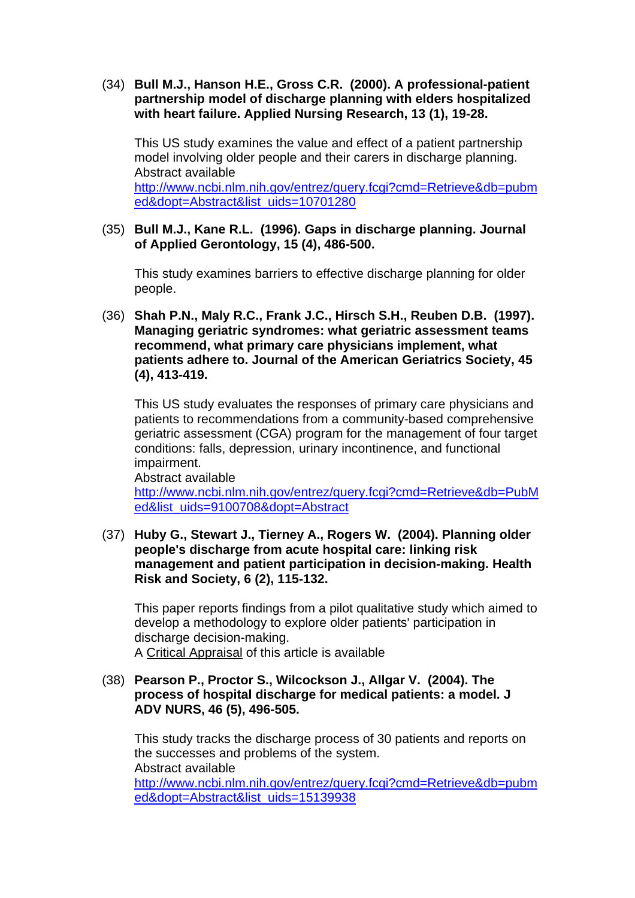(34) **Bull M.J., Hanson H.E., Gross C.R. (2000). A professional-patient partnership model of discharge planning with elders hospitalized with heart failure. Applied Nursing Research, 13 (1), 19-28.**

This US study examines the value and effect of a patient partnership model involving older people and their carers in discharge planning.
Abstract available
http://www.ncbi.nlm.nih.gov/entrez/query.fcgi?cmd=Retrieve&db=pubmed&dopt=Abstract&list_uids=10701280

(35) **Bull M.J., Kane R.L. (1996). Gaps in discharge planning. Journal of Applied Gerontology, 15 (4), 486-500.**

This study examines barriers to effective discharge planning for older people.

(36) **Shah P.N., Maly R.C., Frank J.C., Hirsch S.H., Reuben D.B. (1997). Managing geriatric syndromes: what geriatric assessment teams recommend, what primary care physicians implement, what patients adhere to. Journal of the American Geriatrics Society, 45 (4), 413-419.**

This US study evaluates the responses of primary care physicians and patients to recommendations from a community-based comprehensive geriatric assessment (CGA) program for the management of four target conditions: falls, depression, urinary incontinence, and functional impairment.
Abstract available
http://www.ncbi.nlm.nih.gov/entrez/query.fcgi?cmd=Retrieve&db=PubMed&list_uids=9100708&dopt=Abstract

(37) **Huby G., Stewart J., Tierney A., Rogers W. (2004). Planning older people's discharge from acute hospital care: linking risk management and patient participation in decision-making. Health Risk and Society, 6 (2), 115-132.**

This paper reports findings from a pilot qualitative study which aimed to develop a methodology to explore older patients' participation in discharge decision-making.
A Critical Appraisal of this article is available

(38) **Pearson P., Proctor S., Wilcockson J., Allgar V. (2004). The process of hospital discharge for medical patients: a model. J ADV NURS, 46 (5), 496-505.**

This study tracks the discharge process of 30 patients and reports on the successes and problems of the system.
Abstract available
http://www.ncbi.nlm.nih.gov/entrez/query.fcgi?cmd=Retrieve&db=pubmed&dopt=Abstract&list_uids=15139938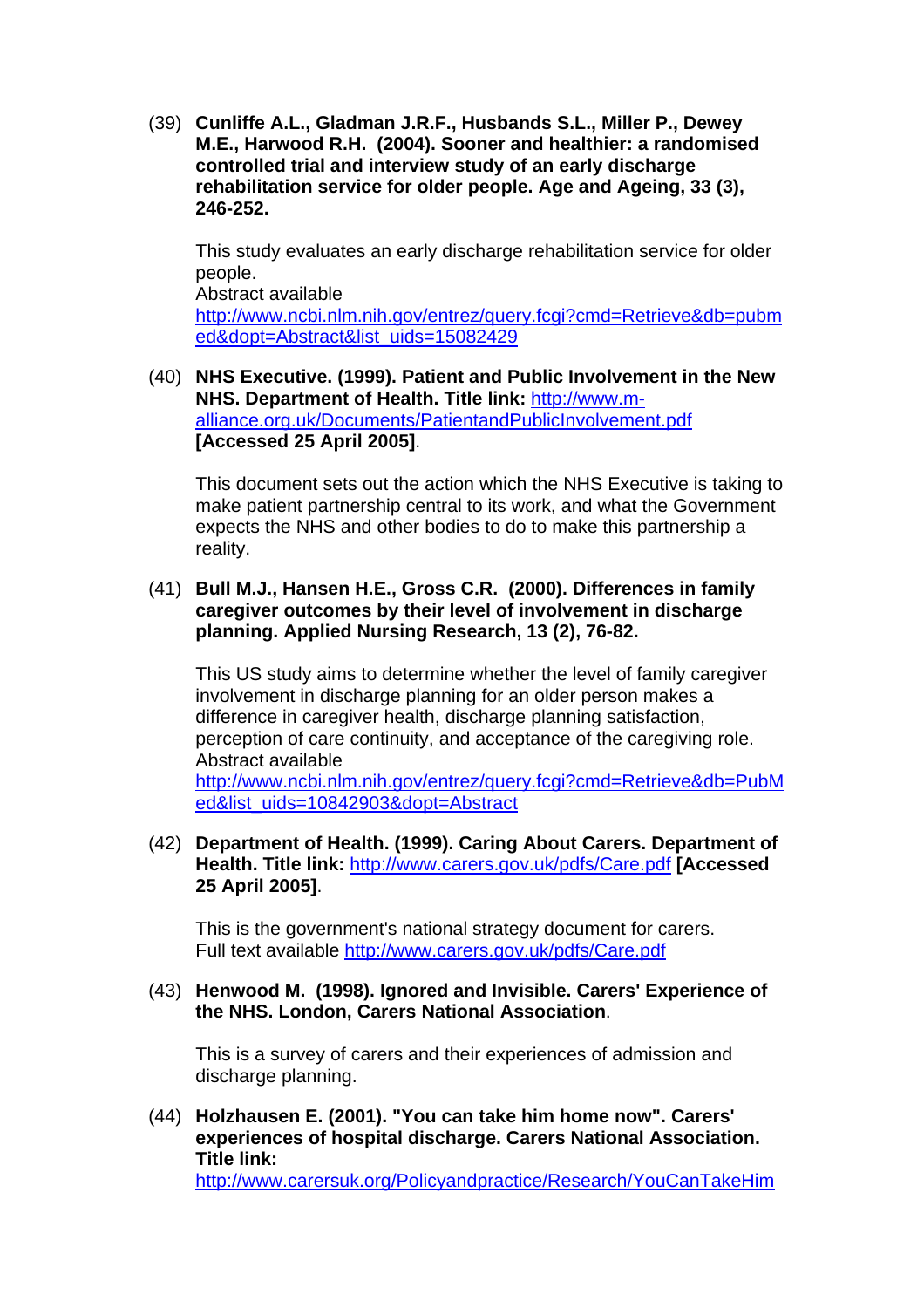(39) **Cunliffe A.L., Gladman J.R.F., Husbands S.L., Miller P., Dewey M.E., Harwood R.H. (2004). Sooner and healthier: a randomised controlled trial and interview study of an early discharge rehabilitation service for older people. Age and Ageing, 33 (3), 246-252.**

This study evaluates an early discharge rehabilitation service for older people.
Abstract available
http://www.ncbi.nlm.nih.gov/entrez/query.fcgi?cmd=Retrieve&db=pubmed&dopt=Abstract&list_uids=15082429

(40) **NHS Executive. (1999). Patient and Public Involvement in the New NHS. Department of Health. Title link:** http://www.m-alliance.org.uk/Documents/PatientandPublicInvolvement.pdf **[Accessed 25 April 2005]**.

This document sets out the action which the NHS Executive is taking to make patient partnership central to its work, and what the Government expects the NHS and other bodies to do to make this partnership a reality.

(41) **Bull M.J., Hansen H.E., Gross C.R. (2000). Differences in family caregiver outcomes by their level of involvement in discharge planning. Applied Nursing Research, 13 (2), 76-82.**

This US study aims to determine whether the level of family caregiver involvement in discharge planning for an older person makes a difference in caregiver health, discharge planning satisfaction, perception of care continuity, and acceptance of the caregiving role.
Abstract available
http://www.ncbi.nlm.nih.gov/entrez/query.fcgi?cmd=Retrieve&db=PubMed&list_uids=10842903&dopt=Abstract

(42) **Department of Health. (1999). Caring About Carers. Department of Health. Title link:** http://www.carers.gov.uk/pdfs/Care.pdf **[Accessed 25 April 2005]**.

This is the government's national strategy document for carers.
Full text available http://www.carers.gov.uk/pdfs/Care.pdf

(43) **Henwood M. (1998). Ignored and Invisible. Carers' Experience of the NHS. London, Carers National Association**.

This is a survey of carers and their experiences of admission and discharge planning.

(44) **Holzhausen E. (2001). "You can take him home now". Carers' experiences of hospital discharge. Carers National Association. Title link:**
http://www.carersuk.org/Policyandpractice/Research/YouCanTakeHim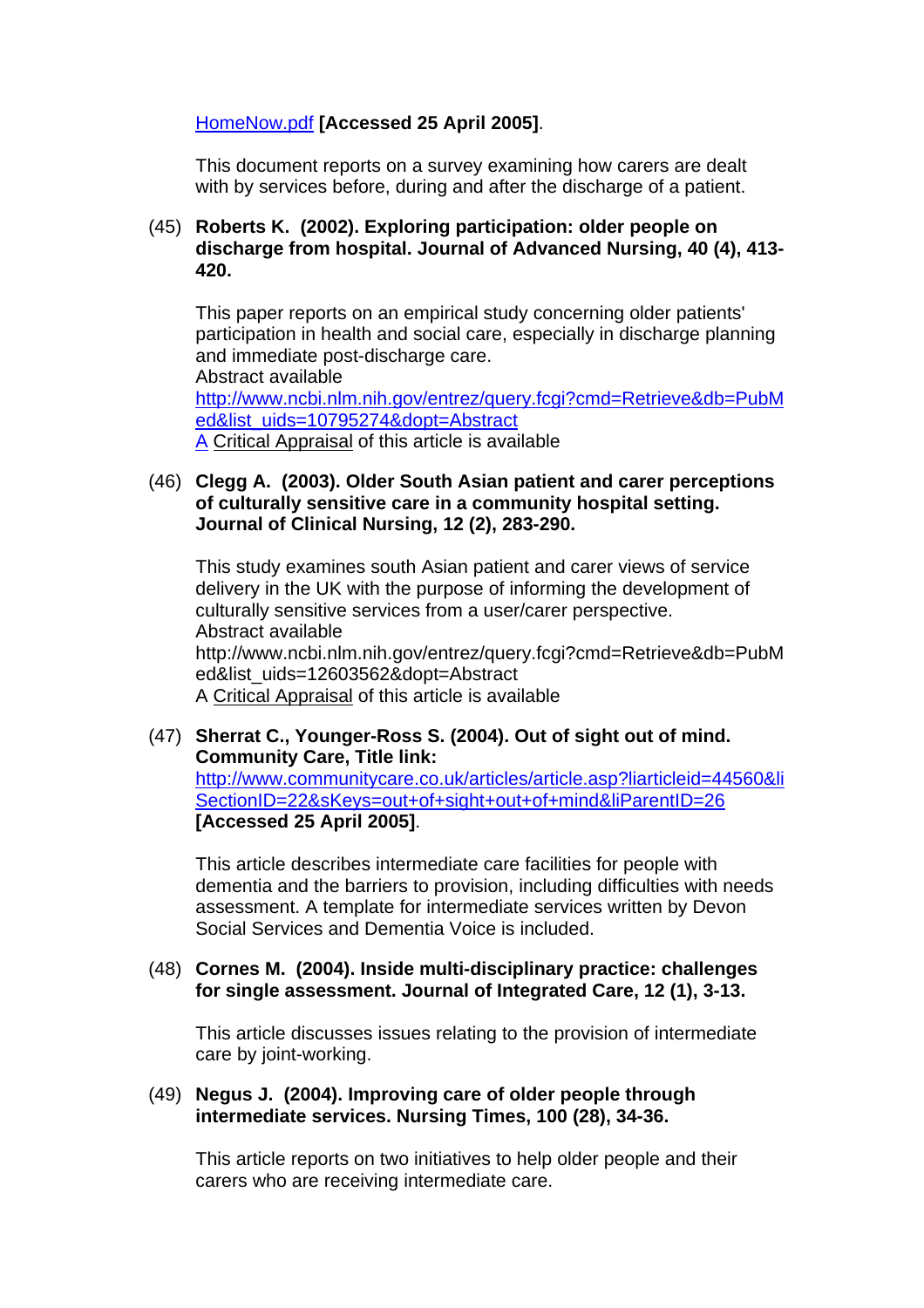HomeNow.pdf **[Accessed 25 April 2005]**.

This document reports on a survey examining how carers are dealt with by services before, during and after the discharge of a patient.

(45) **Roberts K. (2002). Exploring participation: older people on discharge from hospital. Journal of Advanced Nursing, 40 (4), 413-420.**

This paper reports on an empirical study concerning older patients' participation in health and social care, especially in discharge planning and immediate post-discharge care.
Abstract available
http://www.ncbi.nlm.nih.gov/entrez/query.fcgi?cmd=Retrieve&db=PubMed&list_uids=10795274&dopt=Abstract
A Critical Appraisal of this article is available

(46) **Clegg A. (2003). Older South Asian patient and carer perceptions of culturally sensitive care in a community hospital setting. Journal of Clinical Nursing, 12 (2), 283-290.**

This study examines south Asian patient and carer views of service delivery in the UK with the purpose of informing the development of culturally sensitive services from a user/carer perspective.
Abstract available
http://www.ncbi.nlm.nih.gov/entrez/query.fcgi?cmd=Retrieve&db=PubMed&list_uids=12603562&dopt=Abstract
A Critical Appraisal of this article is available

(47) **Sherrat C., Younger-Ross S. (2004). Out of sight out of mind. Community Care, Title link:**
http://www.communitycare.co.uk/articles/article.asp?liarticleid=44560&liSectionID=22&sKeys=out+of+sight+out+of+mind&liParentID=26
**[Accessed 25 April 2005]**.

This article describes intermediate care facilities for people with dementia and the barriers to provision, including difficulties with needs assessment. A template for intermediate services written by Devon Social Services and Dementia Voice is included.

(48) **Cornes M. (2004). Inside multi-disciplinary practice: challenges for single assessment. Journal of Integrated Care, 12 (1), 3-13.**

This article discusses issues relating to the provision of intermediate care by joint-working.

(49) **Negus J. (2004). Improving care of older people through intermediate services. Nursing Times, 100 (28), 34-36.**

This article reports on two initiatives to help older people and their carers who are receiving intermediate care.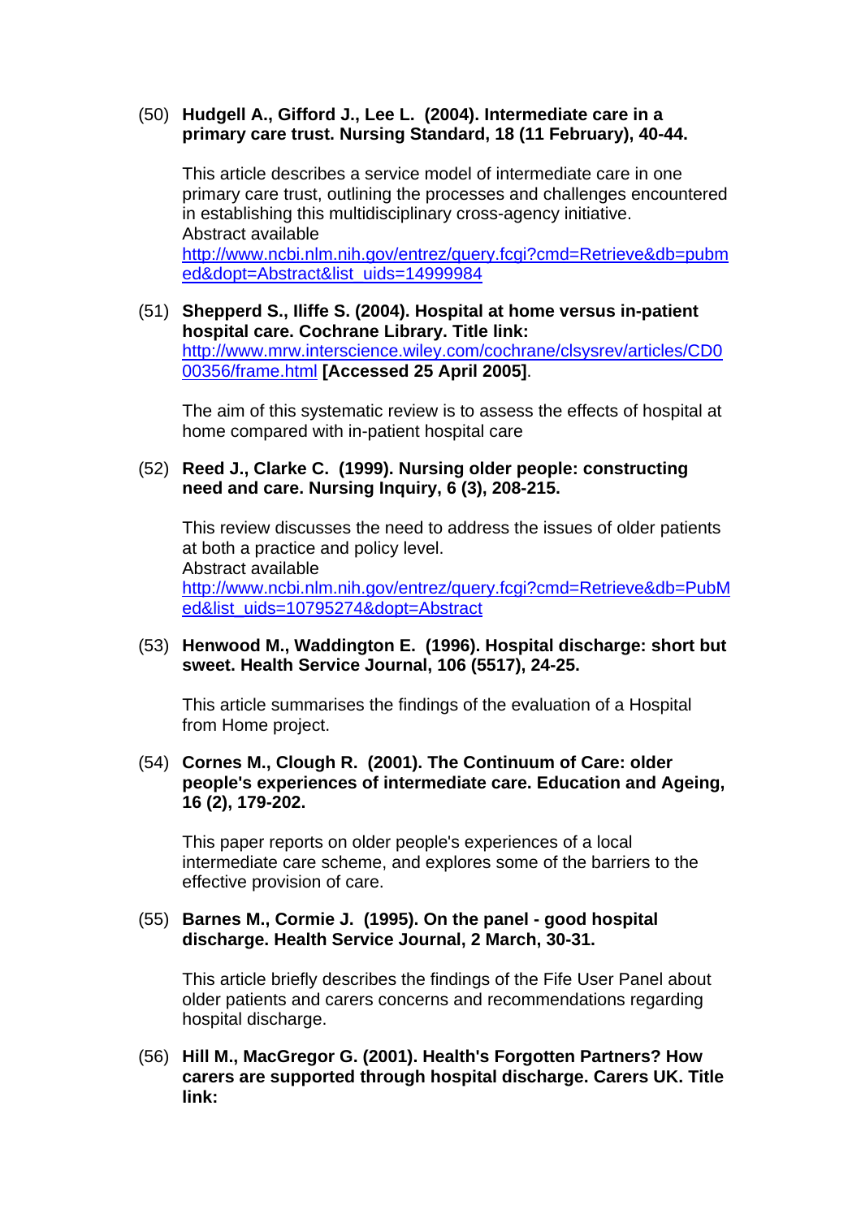(50) **Hudgell A., Gifford J., Lee L. (2004). Intermediate care in a primary care trust. Nursing Standard, 18 (11 February), 40-44.**

This article describes a service model of intermediate care in one primary care trust, outlining the processes and challenges encountered in establishing this multidisciplinary cross-agency initiative.
Abstract available
http://www.ncbi.nlm.nih.gov/entrez/query.fcgi?cmd=Retrieve&db=pubmed&dopt=Abstract&list_uids=14999984

(51) **Shepperd S., Iliffe S. (2004). Hospital at home versus in-patient hospital care. Cochrane Library. Title link:** http://www.mrw.interscience.wiley.com/cochrane/clsysrev/articles/CD000356/frame.html **[Accessed 25 April 2005]**.

The aim of this systematic review is to assess the effects of hospital at home compared with in-patient hospital care

(52) **Reed J., Clarke C. (1999). Nursing older people: constructing need and care. Nursing Inquiry, 6 (3), 208-215.**

This review discusses the need to address the issues of older patients at both a practice and policy level.
Abstract available
http://www.ncbi.nlm.nih.gov/entrez/query.fcgi?cmd=Retrieve&db=PubMed&list_uids=10795274&dopt=Abstract

(53) **Henwood M., Waddington E. (1996). Hospital discharge: short but sweet. Health Service Journal, 106 (5517), 24-25.**

This article summarises the findings of the evaluation of a Hospital from Home project.

(54) **Cornes M., Clough R. (2001). The Continuum of Care: older people's experiences of intermediate care. Education and Ageing, 16 (2), 179-202.**

This paper reports on older people's experiences of a local intermediate care scheme, and explores some of the barriers to the effective provision of care.

(55) **Barnes M., Cormie J. (1995). On the panel - good hospital discharge. Health Service Journal, 2 March, 30-31.**

This article briefly describes the findings of the Fife User Panel about older patients and carers concerns and recommendations regarding hospital discharge.

(56) **Hill M., MacGregor G. (2001). Health's Forgotten Partners? How carers are supported through hospital discharge. Carers UK. Title link:**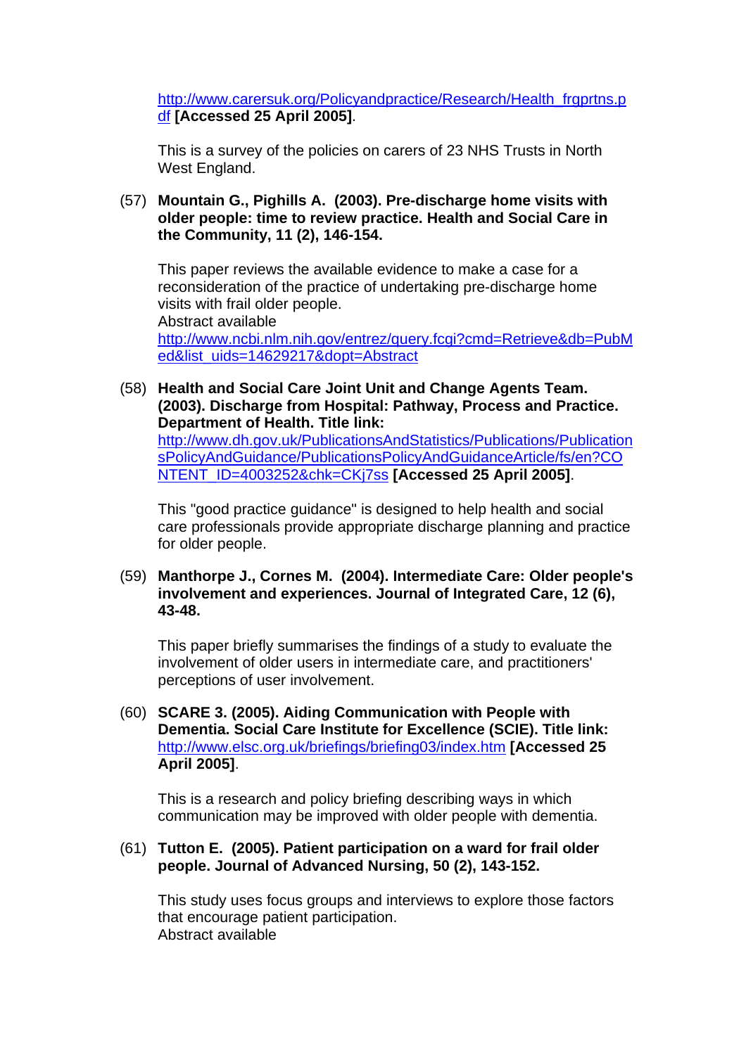http://www.carersuk.org/Policyandpractice/Research/Health_frgprtns.pdf **[Accessed 25 April 2005]**.

This is a survey of the policies on carers of 23 NHS Trusts in North West England.

(57) **Mountain G., Pighills A. (2003). Pre-discharge home visits with older people: time to review practice. Health and Social Care in the Community, 11 (2), 146-154.**

This paper reviews the available evidence to make a case for a reconsideration of the practice of undertaking pre-discharge home visits with frail older people.
Abstract available
http://www.ncbi.nlm.nih.gov/entrez/query.fcgi?cmd=Retrieve&db=PubMed&list_uids=14629217&dopt=Abstract

(58) **Health and Social Care Joint Unit and Change Agents Team. (2003). Discharge from Hospital: Pathway, Process and Practice. Department of Health. Title link:**
http://www.dh.gov.uk/PublicationsAndStatistics/Publications/PublicationsPolicyAndGuidance/PublicationsPolicyAndGuidanceArticle/fs/en?CONTENT_ID=4003252&chk=CKj7ss **[Accessed 25 April 2005]**.

This "good practice guidance" is designed to help health and social care professionals provide appropriate discharge planning and practice for older people.

(59) **Manthorpe J., Cornes M. (2004). Intermediate Care: Older people's involvement and experiences. Journal of Integrated Care, 12 (6), 43-48.**

This paper briefly summarises the findings of a study to evaluate the involvement of older users in intermediate care, and practitioners' perceptions of user involvement.

(60) **SCARE 3. (2005). Aiding Communication with People with Dementia. Social Care Institute for Excellence (SCIE). Title link:** http://www.elsc.org.uk/briefings/briefing03/index.htm **[Accessed 25 April 2005]**.

This is a research and policy briefing describing ways in which communication may be improved with older people with dementia.

(61) **Tutton E. (2005). Patient participation on a ward for frail older people. Journal of Advanced Nursing, 50 (2), 143-152.**

This study uses focus groups and interviews to explore those factors that encourage patient participation.
Abstract available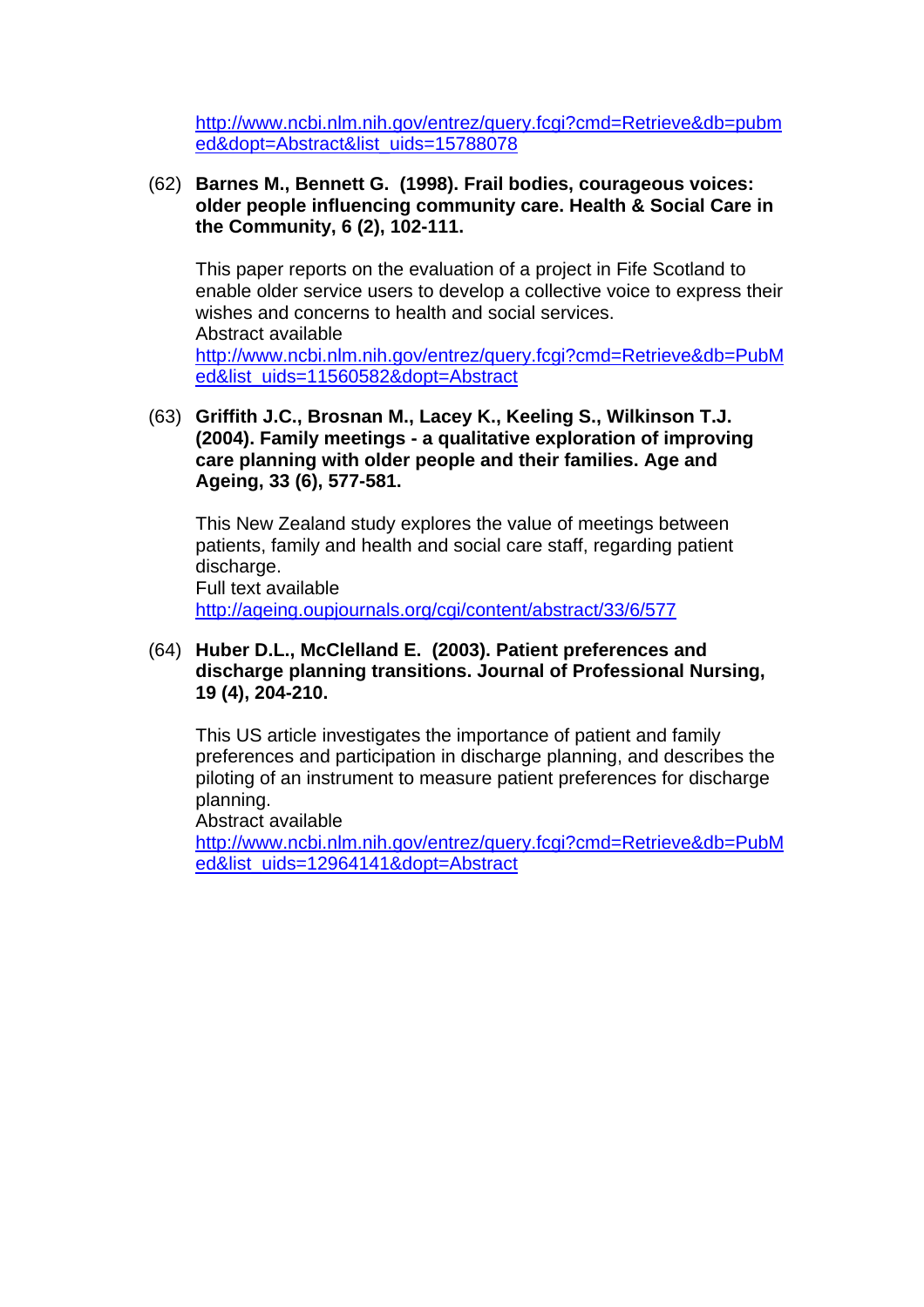http://www.ncbi.nlm.nih.gov/entrez/query.fcgi?cmd=Retrieve&db=pubmed&dopt=Abstract&list_uids=15788078

(62) **Barnes M., Bennett G. (1998). Frail bodies, courageous voices: older people influencing community care. Health & Social Care in the Community, 6 (2), 102-111.**

This paper reports on the evaluation of a project in Fife Scotland to enable older service users to develop a collective voice to express their wishes and concerns to health and social services.
Abstract available
http://www.ncbi.nlm.nih.gov/entrez/query.fcgi?cmd=Retrieve&db=PubMed&list_uids=11560582&dopt=Abstract

(63) **Griffith J.C., Brosnan M., Lacey K., Keeling S., Wilkinson T.J. (2004). Family meetings - a qualitative exploration of improving care planning with older people and their families. Age and Ageing, 33 (6), 577-581.**

This New Zealand study explores the value of meetings between patients, family and health and social care staff, regarding patient discharge.
Full text available
http://ageing.oupjournals.org/cgi/content/abstract/33/6/577

(64) **Huber D.L., McClelland E. (2003). Patient preferences and discharge planning transitions. Journal of Professional Nursing, 19 (4), 204-210.**

This US article investigates the importance of patient and family preferences and participation in discharge planning, and describes the piloting of an instrument to measure patient preferences for discharge planning.
Abstract available
http://www.ncbi.nlm.nih.gov/entrez/query.fcgi?cmd=Retrieve&db=PubMed&list_uids=12964141&dopt=Abstract